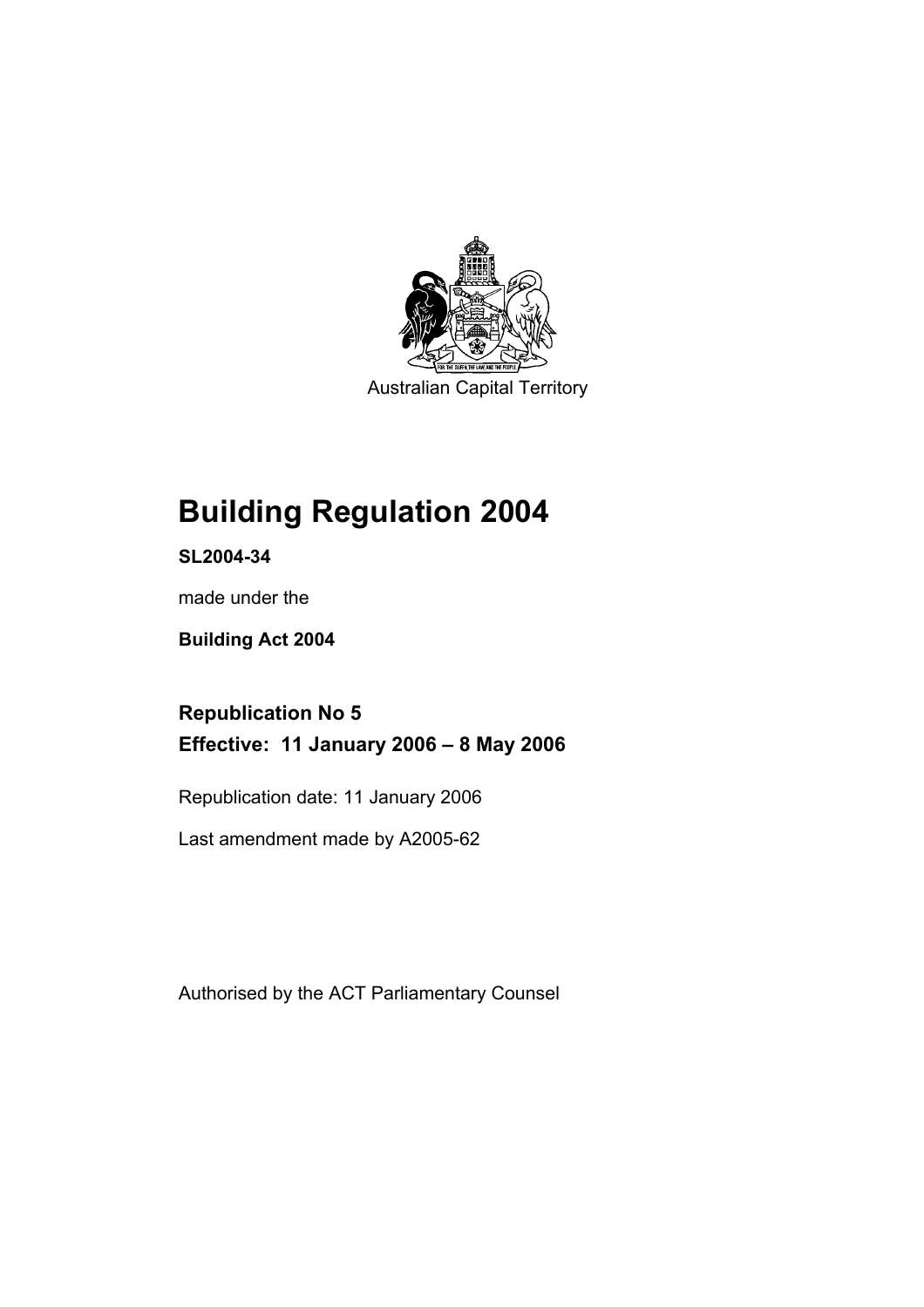Australian Capital Territory

# Building Regulation 2004

**SL2004-34**

made under the

**Building Act 2004**

## Republication No 5

## Effective: 11 January 2006 – 8 May 2006

Republication date: 11 January 2006

Last amendment made by A2005-62

Authorised by the ACT Parliamentary Counsel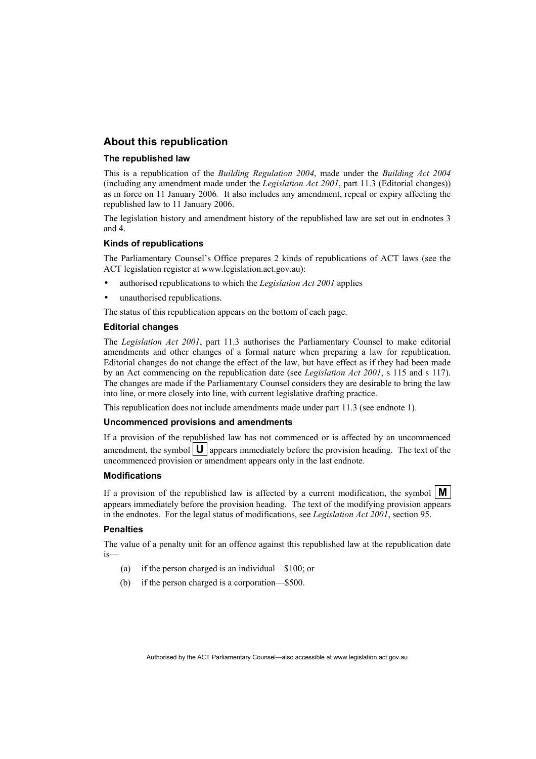## About this republication

### The republished law

This is a republication of the *Building Regulation 2004*, made under the *Building Act 2004* (including any amendment made under the *Legislation Act 2001*, part 11.3 (Editorial changes)) as in force on 11 January 2006*.* It also includes any amendment, repeal or expiry affecting the republished law to 11 January 2006.

The legislation history and amendment history of the republished law are set out in endnotes 3 and 4.

### Kinds of republications

The Parliamentary Counsel's Office prepares 2 kinds of republications of ACT laws (see the ACT legislation register at www.legislation.act.gov.au):

- authorised republications to which the *Legislation Act 2001* applies
- unauthorised republications.

The status of this republication appears on the bottom of each page.

### Editorial changes

The *Legislation Act 2001*, part 11.3 authorises the Parliamentary Counsel to make editorial amendments and other changes of a formal nature when preparing a law for republication. Editorial changes do not change the effect of the law, but have effect as if they had been made by an Act commencing on the republication date (see *Legislation Act 2001*, s 115 and s 117). The changes are made if the Parliamentary Counsel considers they are desirable to bring the law into line, or more closely into line, with current legislative drafting practice.

This republication does not include amendments made under part 11.3 (see endnote 1).

### Uncommenced provisions and amendments

If a provision of the republished law has not commenced or is affected by an uncommenced amendment, the symbol **U** appears immediately before the provision heading. The text of the uncommenced provision or amendment appears only in the last endnote.

### Modifications

If a provision of the republished law is affected by a current modification, the symbol **M** appears immediately before the provision heading. The text of the modifying provision appears in the endnotes. For the legal status of modifications, see *Legislation Act 2001*, section 95.

### Penalties

The value of a penalty unit for an offence against this republished law at the republication date is—

(a) if the person charged is an individual—$100; or

(b) if the person charged is a corporation—$500.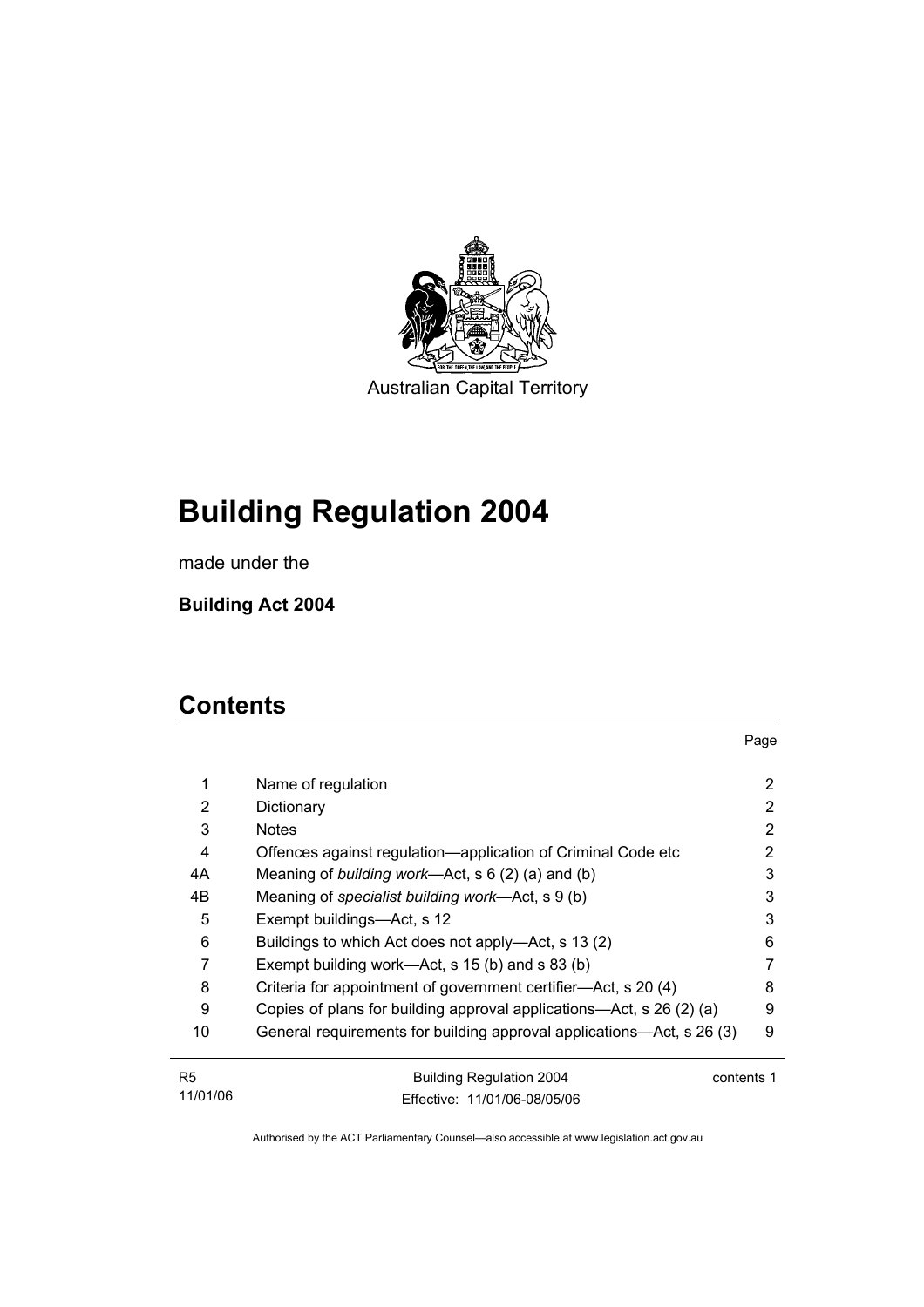Australian Capital Territory

# Building Regulation 2004

made under the

**Building Act 2004**

## Contents

| | | Page |
|---|---|---|
| 1 | Name of regulation | 2 |
| 2 | Dictionary | 2 |
| 3 | Notes | 2 |
| 4 | Offences against regulation—application of Criminal Code etc | 2 |
| 4A | Meaning of *building work*—Act, s 6 (2) (a) and (b) | 3 |
| 4B | Meaning of *specialist building work*—Act, s 9 (b) | 3 |
| 5 | Exempt buildings—Act, s 12 | 3 |
| 6 | Buildings to which Act does not apply—Act, s 13 (2) | 6 |
| 7 | Exempt building work—Act, s 15 (b) and s 83 (b) | 7 |
| 8 | Criteria for appointment of government certifier—Act, s 20 (4) | 8 |
| 9 | Copies of plans for building approval applications—Act, s 26 (2) (a) | 9 |
| 10 | General requirements for building approval applications—Act, s 26 (3) | 9 |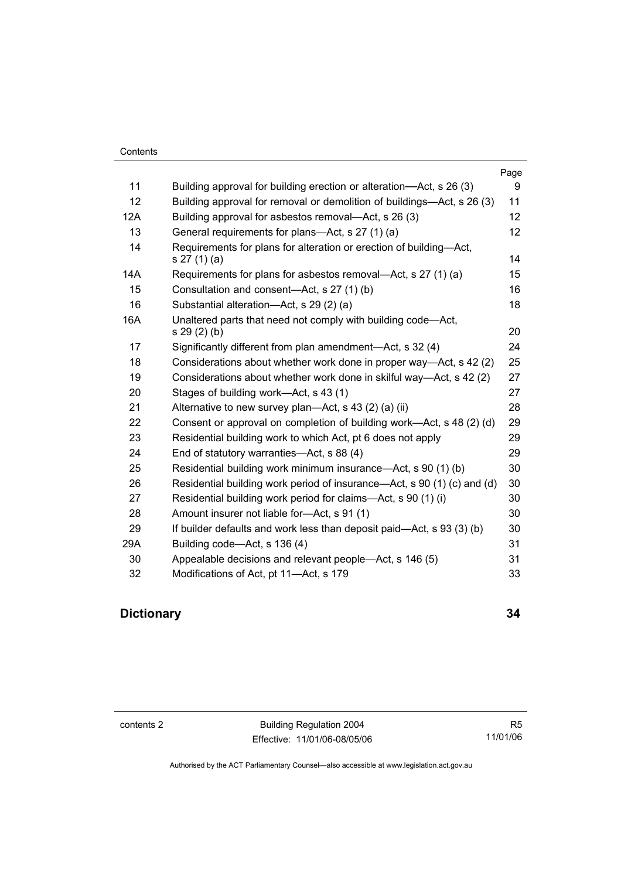| | | Page |
|---|---|---|
| 11 | Building approval for building erection or alteration—Act, s 26 (3) | 9 |
| 12 | Building approval for removal or demolition of buildings—Act, s 26 (3) | 11 |
| 12A | Building approval for asbestos removal—Act, s 26 (3) | 12 |
| 13 | General requirements for plans—Act, s 27 (1) (a) | 12 |
| 14 | Requirements for plans for alteration or erection of building—Act, s 27 (1) (a) | 14 |
| 14A | Requirements for plans for asbestos removal—Act, s 27 (1) (a) | 15 |
| 15 | Consultation and consent—Act, s 27 (1) (b) | 16 |
| 16 | Substantial alteration—Act, s 29 (2) (a) | 18 |
| 16A | Unaltered parts that need not comply with building code—Act, s 29 (2) (b) | 20 |
| 17 | Significantly different from plan amendment—Act, s 32 (4) | 24 |
| 18 | Considerations about whether work done in proper way—Act, s 42 (2) | 25 |
| 19 | Considerations about whether work done in skilful way—Act, s 42 (2) | 27 |
| 20 | Stages of building work—Act, s 43 (1) | 27 |
| 21 | Alternative to new survey plan—Act, s 43 (2) (a) (ii) | 28 |
| 22 | Consent or approval on completion of building work—Act, s 48 (2) (d) | 29 |
| 23 | Residential building work to which Act, pt 6 does not apply | 29 |
| 24 | End of statutory warranties—Act, s 88 (4) | 29 |
| 25 | Residential building work minimum insurance—Act, s 90 (1) (b) | 30 |
| 26 | Residential building work period of insurance—Act, s 90 (1) (c) and (d) | 30 |
| 27 | Residential building work period for claims—Act, s 90 (1) (i) | 30 |
| 28 | Amount insurer not liable for—Act, s 91 (1) | 30 |
| 29 | If builder defaults and work less than deposit paid—Act, s 93 (3) (b) | 30 |
| 29A | Building code—Act, s 136 (4) | 31 |
| 30 | Appealable decisions and relevant people—Act, s 146 (5) | 31 |
| 32 | Modifications of Act, pt 11—Act, s 179 | 33 |

**Dictionary** 34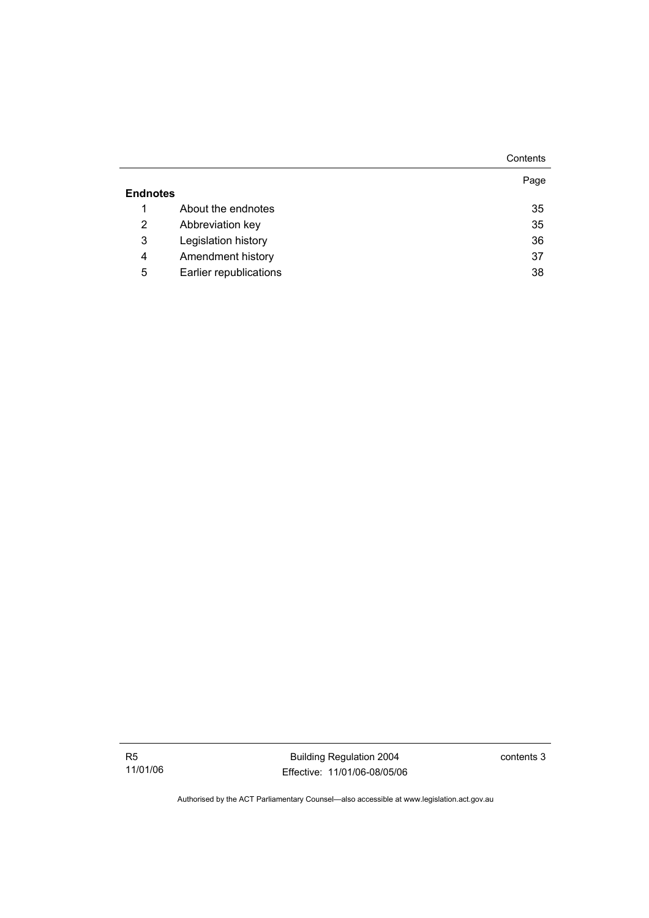| | | Page |
|---|---|---|
| **Endnotes** | | |
| 1 | About the endnotes | 35 |
| 2 | Abbreviation key | 35 |
| 3 | Legislation history | 36 |
| 4 | Amendment history | 37 |
| 5 | Earlier republications | 38 |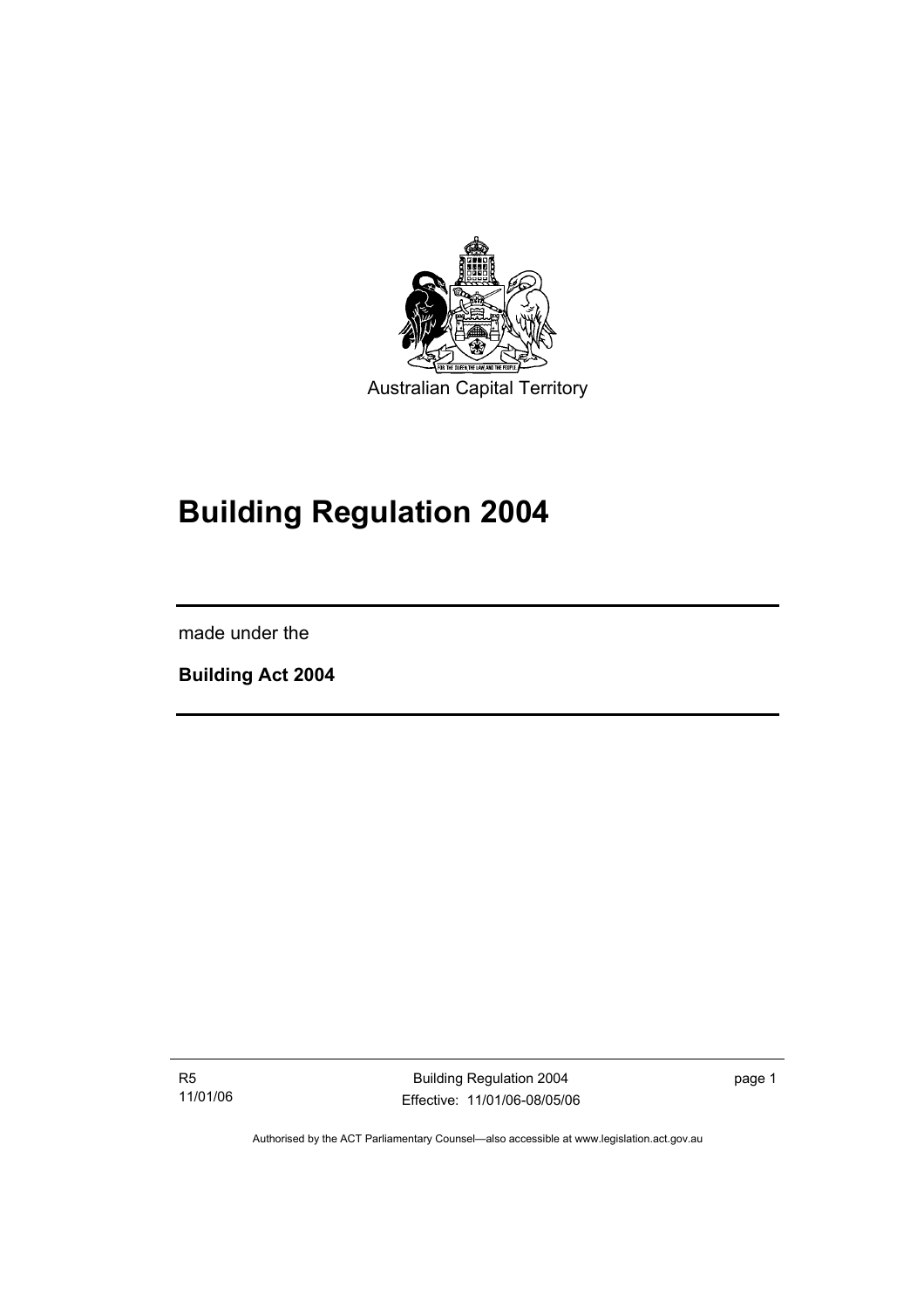Australian Capital Territory

# Building Regulation 2004

made under the

**Building Act 2004**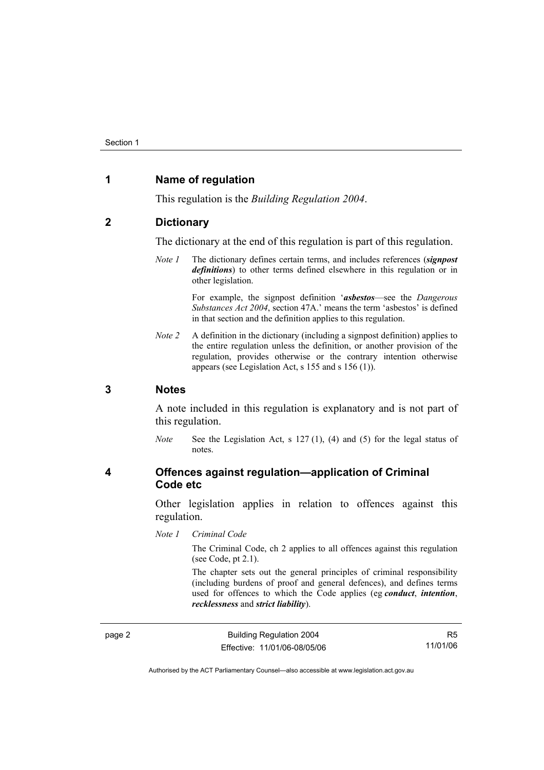## 1 Name of regulation

This regulation is the *Building Regulation 2004*.

## 2 Dictionary

The dictionary at the end of this regulation is part of this regulation.

*Note 1* The dictionary defines certain terms, and includes references (***signpost definitions***) to other terms defined elsewhere in this regulation or in other legislation.

For example, the signpost definition '***asbestos***—see the *Dangerous Substances Act 2004*, section 47A.' means the term 'asbestos' is defined in that section and the definition applies to this regulation.

*Note 2* A definition in the dictionary (including a signpost definition) applies to the entire regulation unless the definition, or another provision of the regulation, provides otherwise or the contrary intention otherwise appears (see Legislation Act, s 155 and s 156 (1)).

## 3 Notes

A note included in this regulation is explanatory and is not part of this regulation.

*Note* See the Legislation Act, s 127 (1), (4) and (5) for the legal status of notes.

## 4 Offences against regulation—application of Criminal Code etc

Other legislation applies in relation to offences against this regulation.

*Note 1* *Criminal Code*

The Criminal Code, ch 2 applies to all offences against this regulation (see Code, pt 2.1).

The chapter sets out the general principles of criminal responsibility (including burdens of proof and general defences), and defines terms used for offences to which the Code applies (eg ***conduct***, ***intention***, ***recklessness*** and ***strict liability***).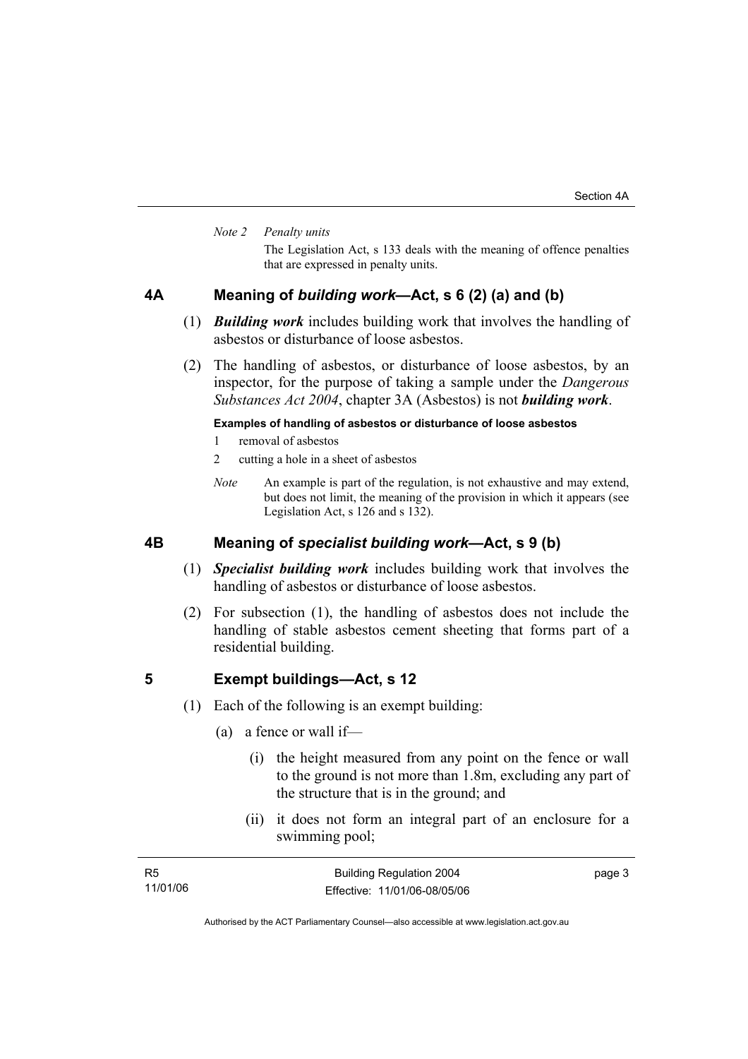*Note 2 Penalty units*

The Legislation Act, s 133 deals with the meaning of offence penalties that are expressed in penalty units.

## 4A Meaning of *building work*—Act, s 6 (2) (a) and (b)

(1) ***Building work*** includes building work that involves the handling of asbestos or disturbance of loose asbestos.

(2) The handling of asbestos, or disturbance of loose asbestos, by an inspector, for the purpose of taking a sample under the *Dangerous Substances Act 2004*, chapter 3A (Asbestos) is not ***building work***.

**Examples of handling of asbestos or disturbance of loose asbestos**

1 removal of asbestos

2 cutting a hole in a sheet of asbestos

*Note* An example is part of the regulation, is not exhaustive and may extend, but does not limit, the meaning of the provision in which it appears (see Legislation Act, s 126 and s 132).

## 4B Meaning of *specialist building work*—Act, s 9 (b)

(1) ***Specialist building work*** includes building work that involves the handling of asbestos or disturbance of loose asbestos.

(2) For subsection (1), the handling of asbestos does not include the handling of stable asbestos cement sheeting that forms part of a residential building.

## 5 Exempt buildings—Act, s 12

(1) Each of the following is an exempt building:

(a) a fence or wall if—

(i) the height measured from any point on the fence or wall to the ground is not more than 1.8m, excluding any part of the structure that is in the ground; and

(ii) it does not form an integral part of an enclosure for a swimming pool;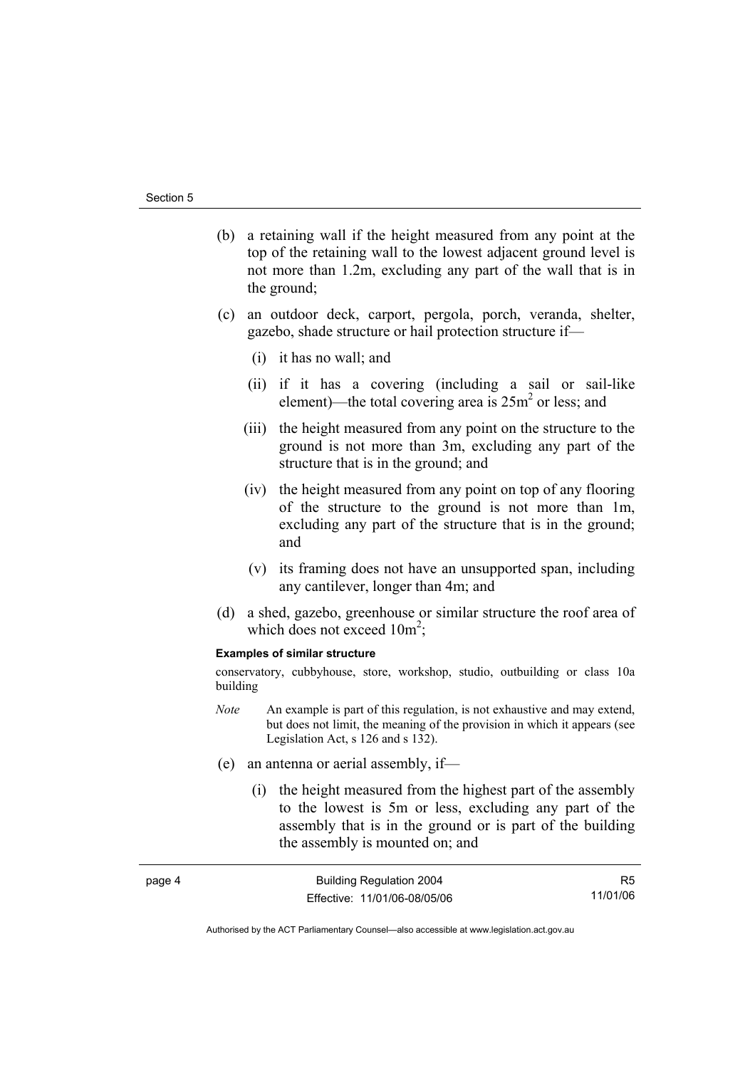(b) a retaining wall if the height measured from any point at the top of the retaining wall to the lowest adjacent ground level is not more than 1.2m, excluding any part of the wall that is in the ground;

(c) an outdoor deck, carport, pergola, porch, veranda, shelter, gazebo, shade structure or hail protection structure if—

   (i) it has no wall; and

   (ii) if it has a covering (including a sail or sail-like element)—the total covering area is $25m^2$ or less; and

   (iii) the height measured from any point on the structure to the ground is not more than 3m, excluding any part of the structure that is in the ground; and

   (iv) the height measured from any point on top of any flooring of the structure to the ground is not more than 1m, excluding any part of the structure that is in the ground; and

   (v) its framing does not have an unsupported span, including any cantilever, longer than 4m; and

(d) a shed, gazebo, greenhouse or similar structure the roof area of which does not exceed $10m^2$;

**Examples of similar structure**

conservatory, cubbyhouse, store, workshop, studio, outbuilding or class 10a building

*Note* An example is part of this regulation, is not exhaustive and may extend, but does not limit, the meaning of the provision in which it appears (see Legislation Act, s 126 and s 132).

(e) an antenna or aerial assembly, if—

   (i) the height measured from the highest part of the assembly to the lowest is 5m or less, excluding any part of the assembly that is in the ground or is part of the building the assembly is mounted on; and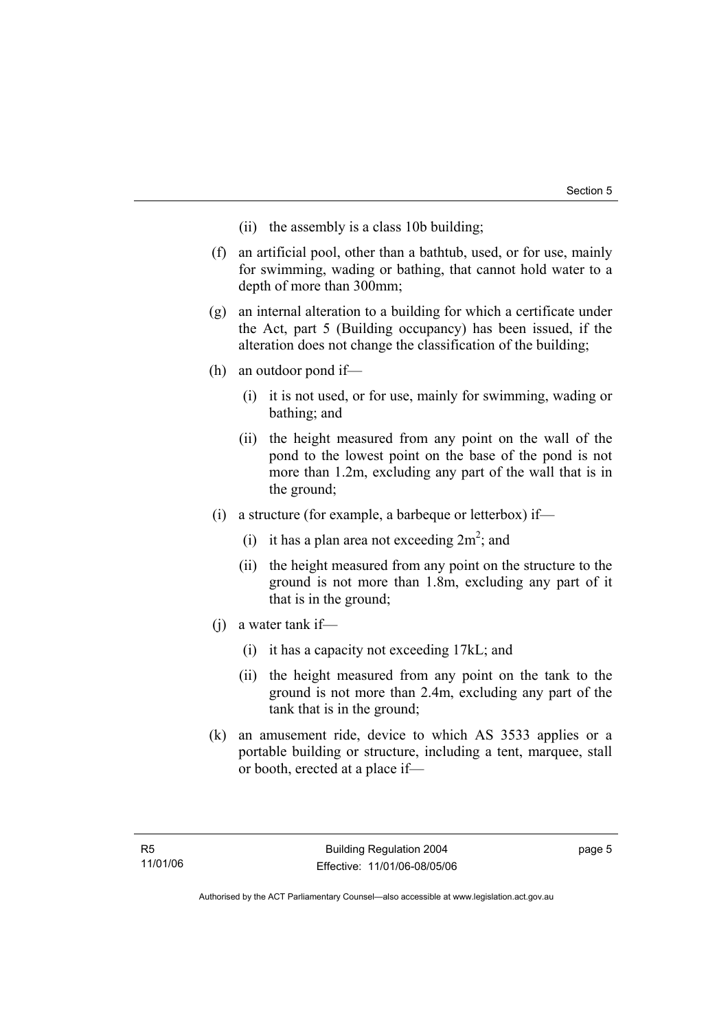(ii) the assembly is a class 10b building;

(f) an artificial pool, other than a bathtub, used, or for use, mainly for swimming, wading or bathing, that cannot hold water to a depth of more than 300mm;

(g) an internal alteration to a building for which a certificate under the Act, part 5 (Building occupancy) has been issued, if the alteration does not change the classification of the building;

(h) an outdoor pond if—

(i) it is not used, or for use, mainly for swimming, wading or bathing; and

(ii) the height measured from any point on the wall of the pond to the lowest point on the base of the pond is not more than 1.2m, excluding any part of the wall that is in the ground;

(i) a structure (for example, a barbeque or letterbox) if—

(i) it has a plan area not exceeding $2m^2$; and

(ii) the height measured from any point on the structure to the ground is not more than 1.8m, excluding any part of it that is in the ground;

(j) a water tank if—

(i) it has a capacity not exceeding 17kL; and

(ii) the height measured from any point on the tank to the ground is not more than 2.4m, excluding any part of the tank that is in the ground;

(k) an amusement ride, device to which AS 3533 applies or a portable building or structure, including a tent, marquee, stall or booth, erected at a place if—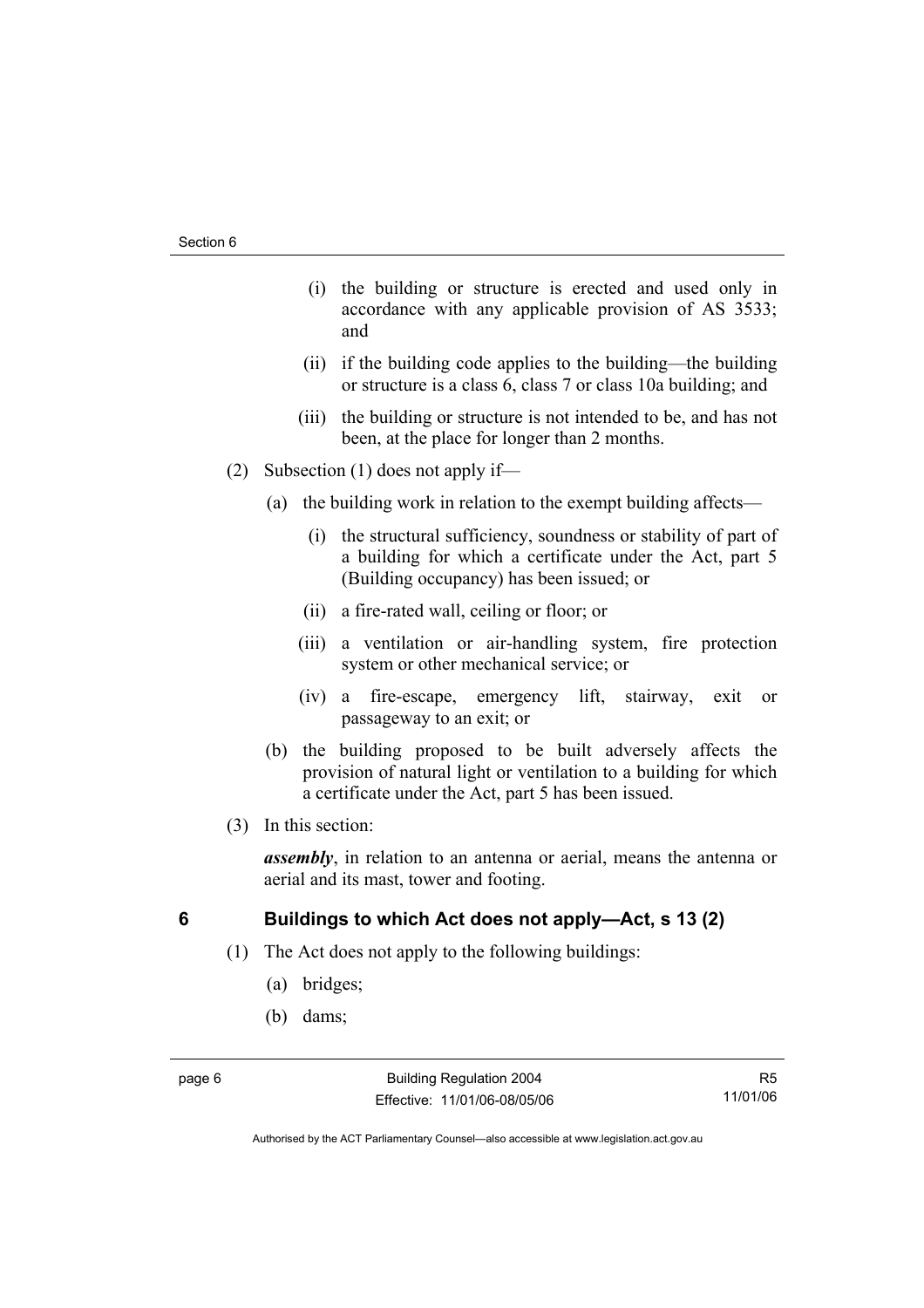(i) the building or structure is erected and used only in accordance with any applicable provision of AS 3533; and

(ii) if the building code applies to the building—the building or structure is a class 6, class 7 or class 10a building; and

(iii) the building or structure is not intended to be, and has not been, at the place for longer than 2 months.

(2) Subsection (1) does not apply if—

(a) the building work in relation to the exempt building affects—

(i) the structural sufficiency, soundness or stability of part of a building for which a certificate under the Act, part 5 (Building occupancy) has been issued; or

(ii) a fire-rated wall, ceiling or floor; or

(iii) a ventilation or air-handling system, fire protection system or other mechanical service; or

(iv) a fire-escape, emergency lift, stairway, exit or passageway to an exit; or

(b) the building proposed to be built adversely affects the provision of natural light or ventilation to a building for which a certificate under the Act, part 5 has been issued.

(3) In this section:

***assembly***, in relation to an antenna or aerial, means the antenna or aerial and its mast, tower and footing.

## 6 Buildings to which Act does not apply—Act, s 13 (2)

(1) The Act does not apply to the following buildings:

(a) bridges;

(b) dams;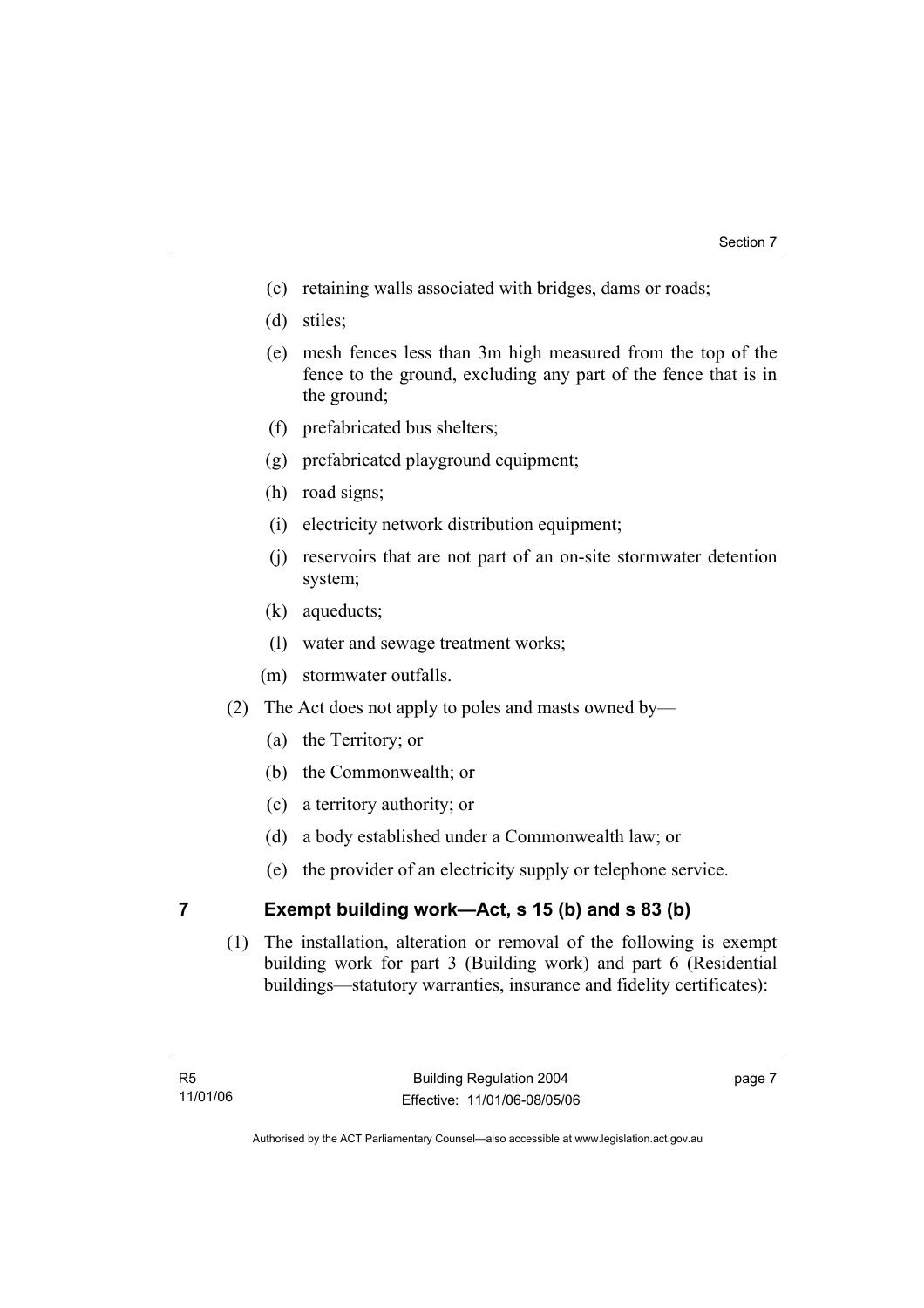(c) retaining walls associated with bridges, dams or roads;

(d) stiles;

(e) mesh fences less than 3m high measured from the top of the fence to the ground, excluding any part of the fence that is in the ground;

(f) prefabricated bus shelters;

(g) prefabricated playground equipment;

(h) road signs;

(i) electricity network distribution equipment;

(j) reservoirs that are not part of an on-site stormwater detention system;

(k) aqueducts;

(l) water and sewage treatment works;

(m) stormwater outfalls.

(2) The Act does not apply to poles and masts owned by—

(a) the Territory; or

(b) the Commonwealth; or

(c) a territory authority; or

(d) a body established under a Commonwealth law; or

(e) the provider of an electricity supply or telephone service.

## 7 Exempt building work—Act, s 15 (b) and s 83 (b)

(1) The installation, alteration or removal of the following is exempt building work for part 3 (Building work) and part 6 (Residential buildings—statutory warranties, insurance and fidelity certificates):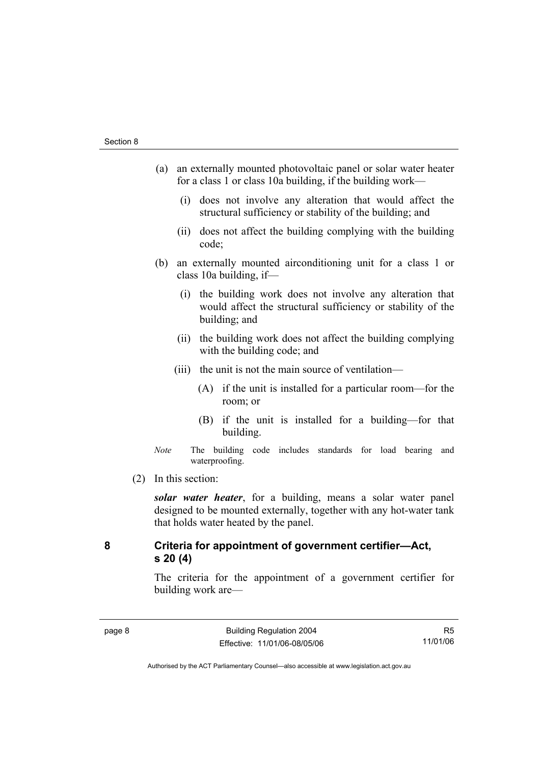(a) an externally mounted photovoltaic panel or solar water heater for a class 1 or class 10a building, if the building work—

  (i) does not involve any alteration that would affect the structural sufficiency or stability of the building; and

  (ii) does not affect the building complying with the building code;

(b) an externally mounted airconditioning unit for a class 1 or class 10a building, if—

  (i) the building work does not involve any alteration that would affect the structural sufficiency or stability of the building; and

  (ii) the building work does not affect the building complying with the building code; and

  (iii) the unit is not the main source of ventilation—

    (A) if the unit is installed for a particular room—for the room; or

    (B) if the unit is installed for a building—for that building.

*Note* The building code includes standards for load bearing and waterproofing.

(2) In this section:

***solar water heater***, for a building, means a solar water panel designed to be mounted externally, together with any hot-water tank that holds water heated by the panel.

## 8 Criteria for appointment of government certifier—Act, s 20 (4)

The criteria for the appointment of a government certifier for building work are—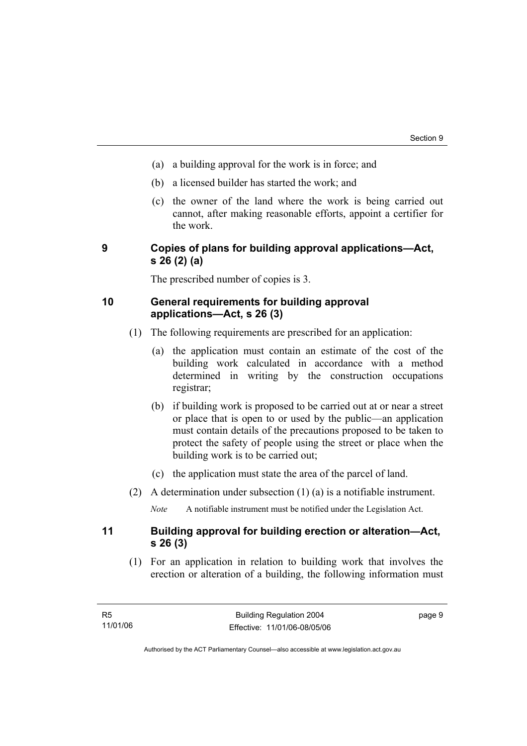(a) a building approval for the work is in force; and

(b) a licensed builder has started the work; and

(c) the owner of the land where the work is being carried out cannot, after making reasonable efforts, appoint a certifier for the work.

## 9 Copies of plans for building approval applications—Act, s 26 (2) (a)

The prescribed number of copies is 3.

## 10 General requirements for building approval applications—Act, s 26 (3)

(1) The following requirements are prescribed for an application:

(a) the application must contain an estimate of the cost of the building work calculated in accordance with a method determined in writing by the construction occupations registrar;

(b) if building work is proposed to be carried out at or near a street or place that is open to or used by the public—an application must contain details of the precautions proposed to be taken to protect the safety of people using the street or place when the building work is to be carried out;

(c) the application must state the area of the parcel of land.

(2) A determination under subsection (1) (a) is a notifiable instrument.

*Note* A notifiable instrument must be notified under the Legislation Act.

## 11 Building approval for building erection or alteration—Act, s 26 (3)

(1) For an application in relation to building work that involves the erection or alteration of a building, the following information must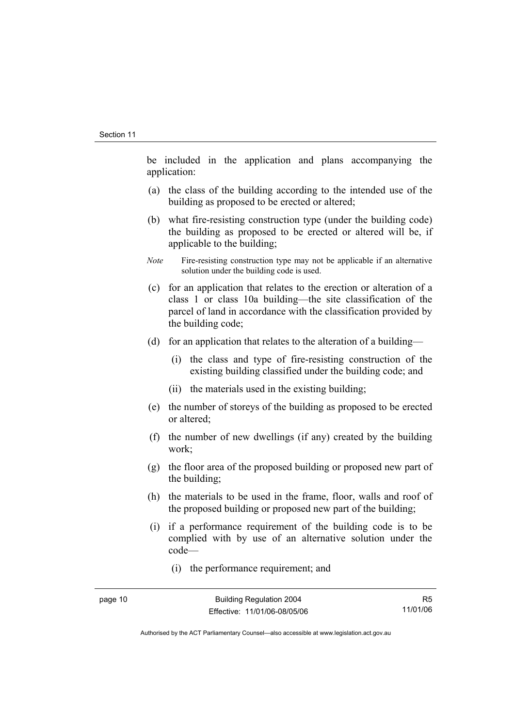be included in the application and plans accompanying the application:

(a) the class of the building according to the intended use of the building as proposed to be erected or altered;

(b) what fire-resisting construction type (under the building code) the building as proposed to be erected or altered will be, if applicable to the building;

*Note* Fire-resisting construction type may not be applicable if an alternative solution under the building code is used.

(c) for an application that relates to the erection or alteration of a class 1 or class 10a building—the site classification of the parcel of land in accordance with the classification provided by the building code;

(d) for an application that relates to the alteration of a building—

(i) the class and type of fire-resisting construction of the existing building classified under the building code; and

(ii) the materials used in the existing building;

(e) the number of storeys of the building as proposed to be erected or altered;

(f) the number of new dwellings (if any) created by the building work;

(g) the floor area of the proposed building or proposed new part of the building;

(h) the materials to be used in the frame, floor, walls and roof of the proposed building or proposed new part of the building;

(i) if a performance requirement of the building code is to be complied with by use of an alternative solution under the code—

(i) the performance requirement; and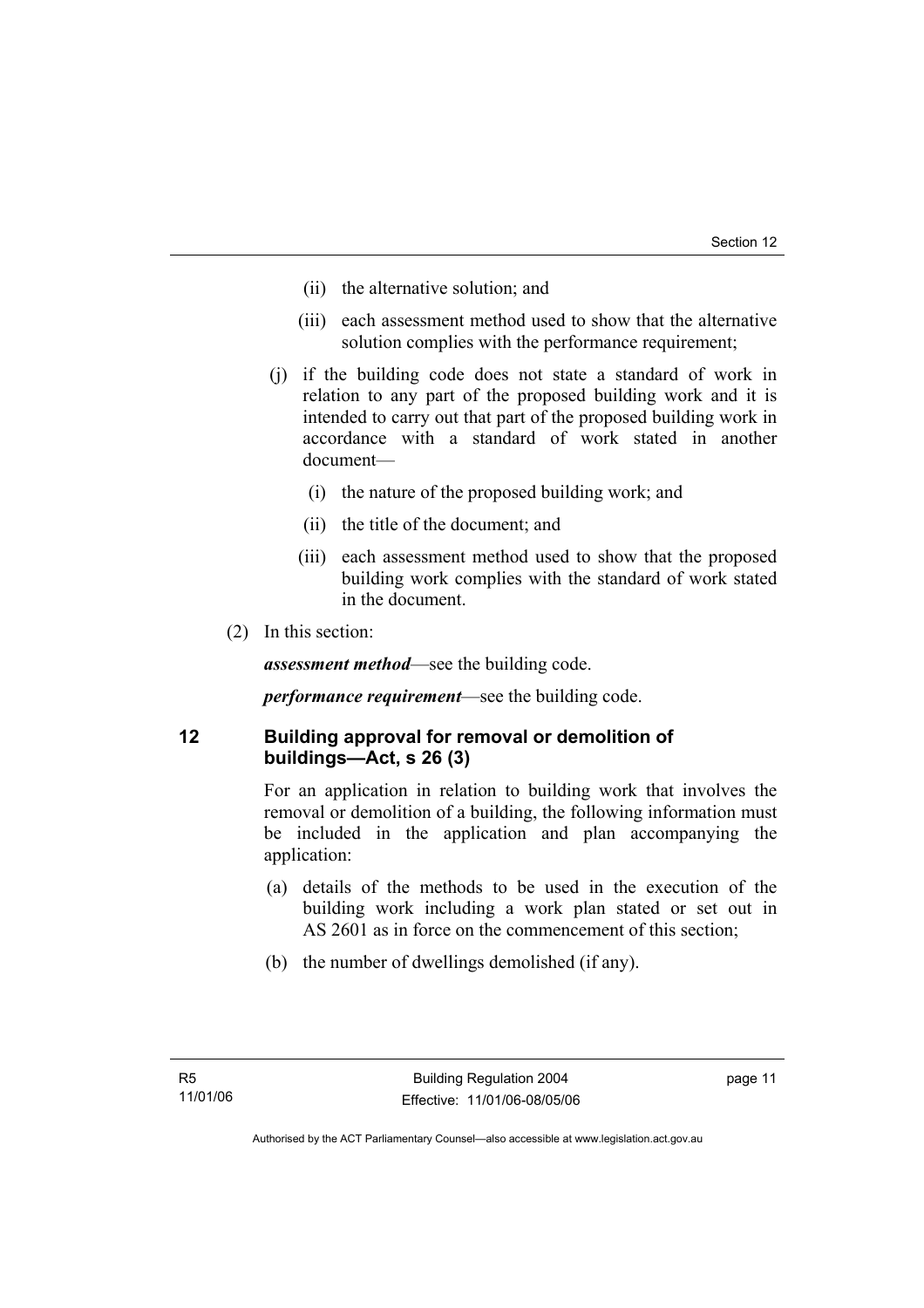(ii) the alternative solution; and

(iii) each assessment method used to show that the alternative solution complies with the performance requirement;

(j) if the building code does not state a standard of work in relation to any part of the proposed building work and it is intended to carry out that part of the proposed building work in accordance with a standard of work stated in another document—

(i) the nature of the proposed building work; and

(ii) the title of the document; and

(iii) each assessment method used to show that the proposed building work complies with the standard of work stated in the document.

(2) In this section:

***assessment method***—see the building code.

***performance requirement***—see the building code.

## 12 Building approval for removal or demolition of buildings—Act, s 26 (3)

For an application in relation to building work that involves the removal or demolition of a building, the following information must be included in the application and plan accompanying the application:

(a) details of the methods to be used in the execution of the building work including a work plan stated or set out in AS 2601 as in force on the commencement of this section;

(b) the number of dwellings demolished (if any).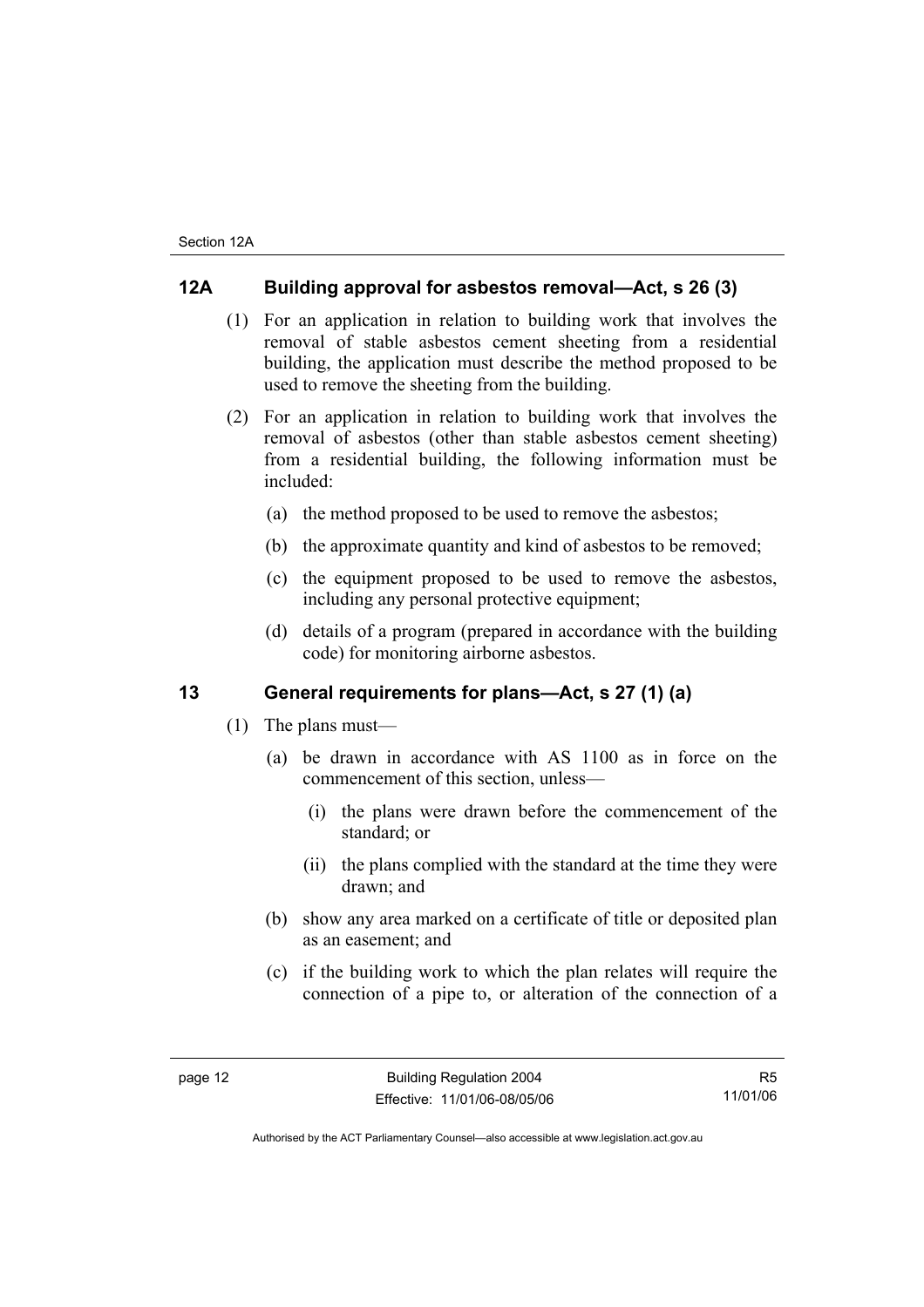## 12A Building approval for asbestos removal—Act, s 26 (3)

(1) For an application in relation to building work that involves the removal of stable asbestos cement sheeting from a residential building, the application must describe the method proposed to be used to remove the sheeting from the building.

(2) For an application in relation to building work that involves the removal of asbestos (other than stable asbestos cement sheeting) from a residential building, the following information must be included:

(a) the method proposed to be used to remove the asbestos;

(b) the approximate quantity and kind of asbestos to be removed;

(c) the equipment proposed to be used to remove the asbestos, including any personal protective equipment;

(d) details of a program (prepared in accordance with the building code) for monitoring airborne asbestos.

## 13 General requirements for plans—Act, s 27 (1) (a)

(1) The plans must—

(a) be drawn in accordance with AS 1100 as in force on the commencement of this section, unless—

(i) the plans were drawn before the commencement of the standard; or

(ii) the plans complied with the standard at the time they were drawn; and

(b) show any area marked on a certificate of title or deposited plan as an easement; and

(c) if the building work to which the plan relates will require the connection of a pipe to, or alteration of the connection of a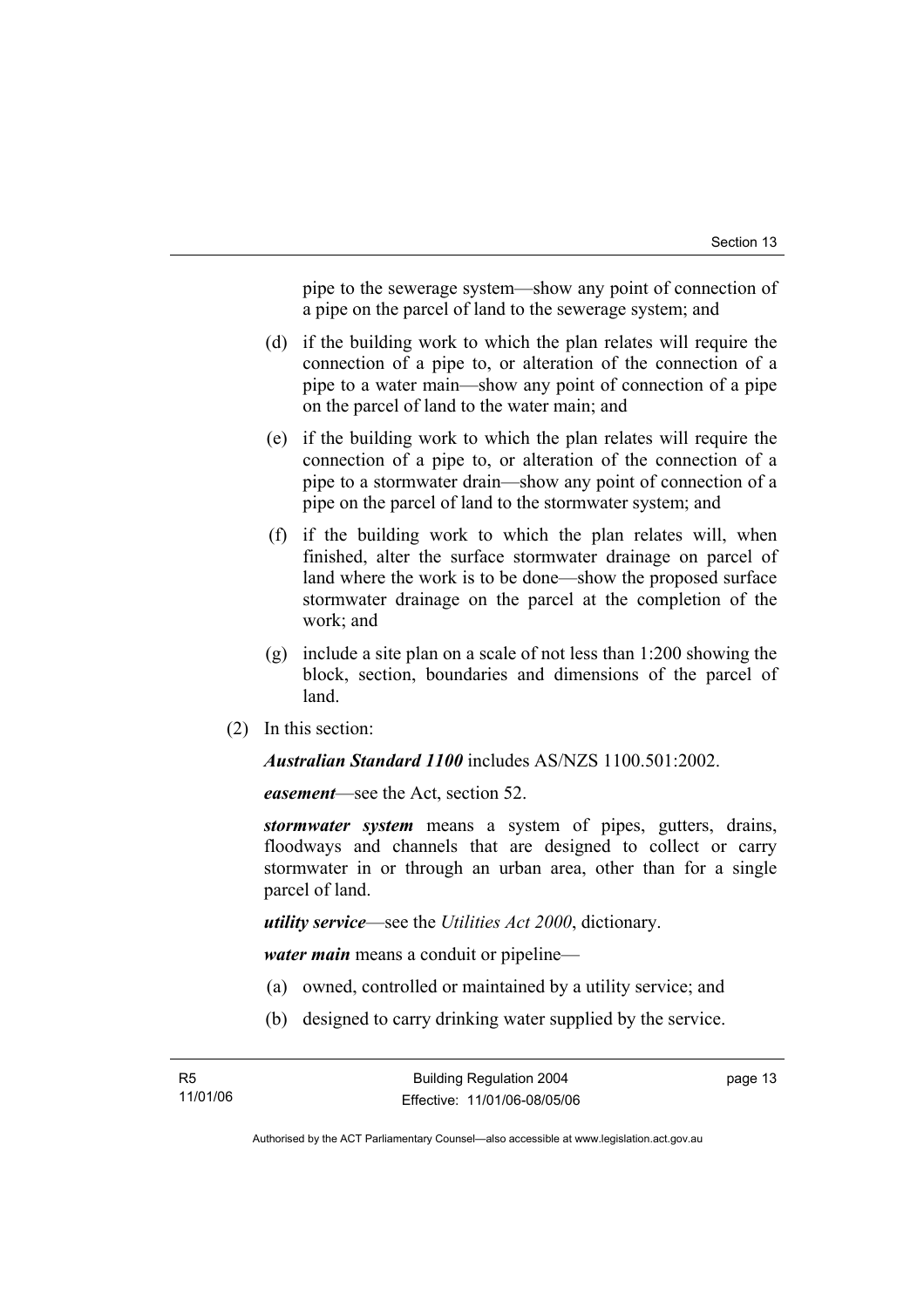pipe to the sewerage system—show any point of connection of a pipe on the parcel of land to the sewerage system; and

(d) if the building work to which the plan relates will require the connection of a pipe to, or alteration of the connection of a pipe to a water main—show any point of connection of a pipe on the parcel of land to the water main; and

(e) if the building work to which the plan relates will require the connection of a pipe to, or alteration of the connection of a pipe to a stormwater drain—show any point of connection of a pipe on the parcel of land to the stormwater system; and

(f) if the building work to which the plan relates will, when finished, alter the surface stormwater drainage on parcel of land where the work is to be done—show the proposed surface stormwater drainage on the parcel at the completion of the work; and

(g) include a site plan on a scale of not less than 1:200 showing the block, section, boundaries and dimensions of the parcel of land.

(2) In this section:

***Australian Standard 1100*** includes AS/NZS 1100.501:2002.

***easement***—see the Act, section 52.

***stormwater system*** means a system of pipes, gutters, drains, floodways and channels that are designed to collect or carry stormwater in or through an urban area, other than for a single parcel of land.

***utility service***—see the *Utilities Act 2000*, dictionary.

***water main*** means a conduit or pipeline—

(a) owned, controlled or maintained by a utility service; and

(b) designed to carry drinking water supplied by the service.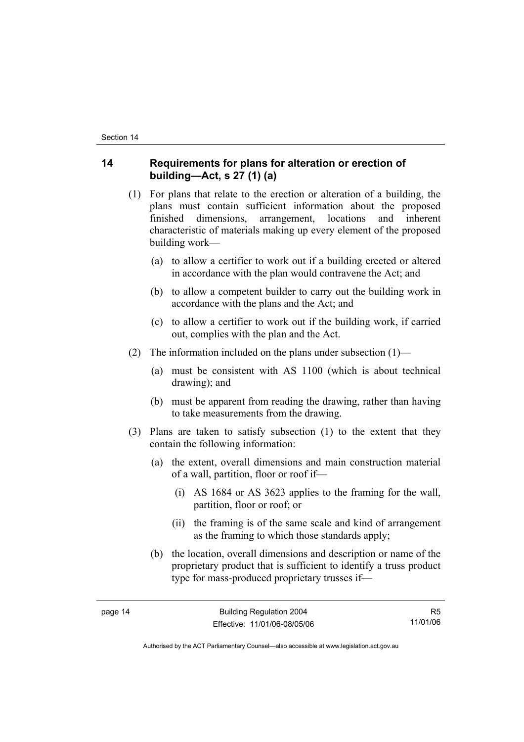## 14 Requirements for plans for alteration or erection of building—Act, s 27 (1) (a)

(1) For plans that relate to the erection or alteration of a building, the plans must contain sufficient information about the proposed finished dimensions, arrangement, locations and inherent characteristic of materials making up every element of the proposed building work—

(a) to allow a certifier to work out if a building erected or altered in accordance with the plan would contravene the Act; and

(b) to allow a competent builder to carry out the building work in accordance with the plans and the Act; and

(c) to allow a certifier to work out if the building work, if carried out, complies with the plan and the Act.

(2) The information included on the plans under subsection (1)—

(a) must be consistent with AS 1100 (which is about technical drawing); and

(b) must be apparent from reading the drawing, rather than having to take measurements from the drawing.

(3) Plans are taken to satisfy subsection (1) to the extent that they contain the following information:

(a) the extent, overall dimensions and main construction material of a wall, partition, floor or roof if—

(i) AS 1684 or AS 3623 applies to the framing for the wall, partition, floor or roof; or

(ii) the framing is of the same scale and kind of arrangement as the framing to which those standards apply;

(b) the location, overall dimensions and description or name of the proprietary product that is sufficient to identify a truss product type for mass-produced proprietary trusses if—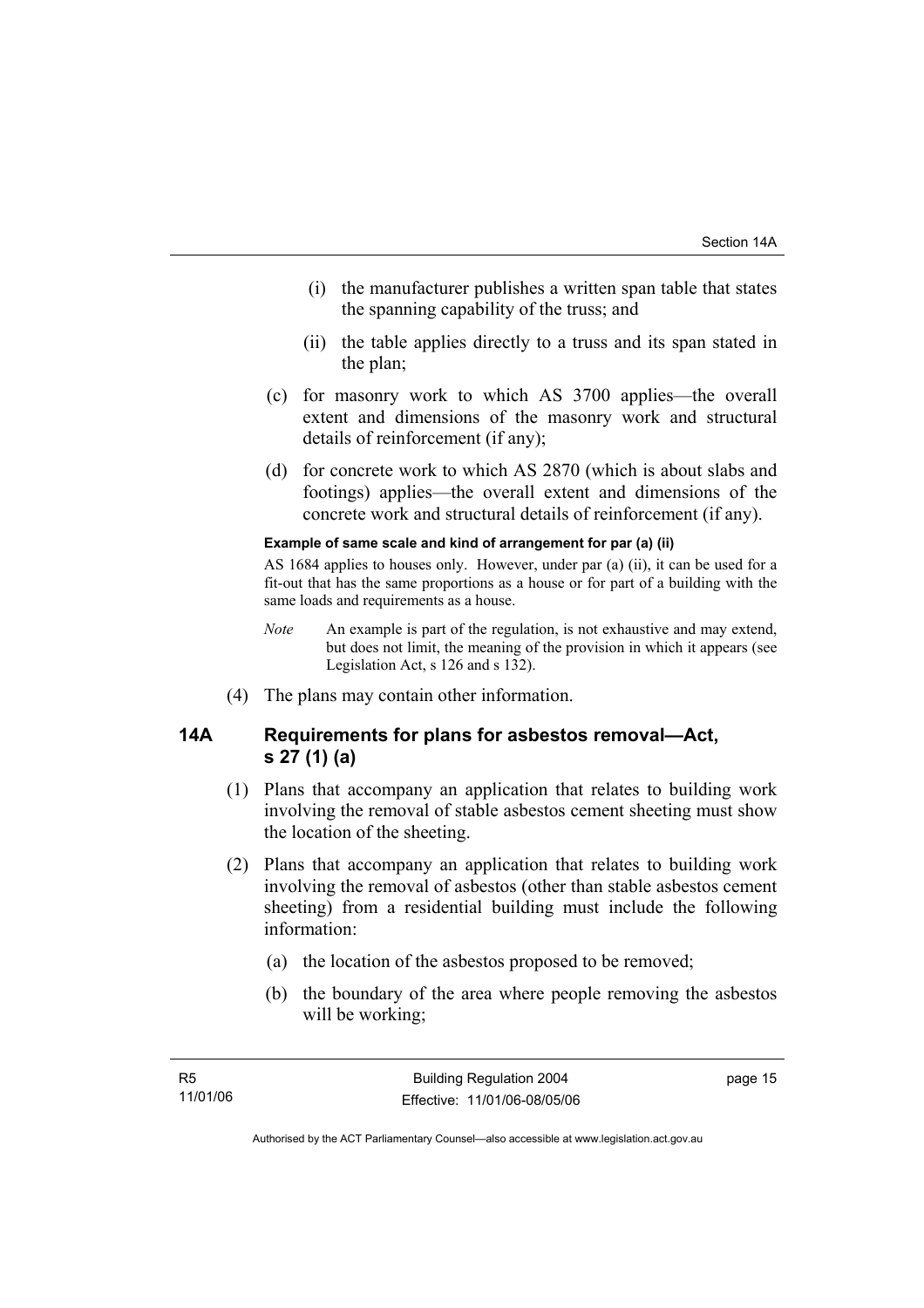(i) the manufacturer publishes a written span table that states the spanning capability of the truss; and

(ii) the table applies directly to a truss and its span stated in the plan;

(c) for masonry work to which AS 3700 applies—the overall extent and dimensions of the masonry work and structural details of reinforcement (if any);

(d) for concrete work to which AS 2870 (which is about slabs and footings) applies—the overall extent and dimensions of the concrete work and structural details of reinforcement (if any).

**Example of same scale and kind of arrangement for par (a) (ii)**

AS 1684 applies to houses only. However, under par (a) (ii), it can be used for a fit-out that has the same proportions as a house or for part of a building with the same loads and requirements as a house.

*Note* An example is part of the regulation, is not exhaustive and may extend, but does not limit, the meaning of the provision in which it appears (see Legislation Act, s 126 and s 132).

(4) The plans may contain other information.

## 14A Requirements for plans for asbestos removal—Act, s 27 (1) (a)

(1) Plans that accompany an application that relates to building work involving the removal of stable asbestos cement sheeting must show the location of the sheeting.

(2) Plans that accompany an application that relates to building work involving the removal of asbestos (other than stable asbestos cement sheeting) from a residential building must include the following information:

(a) the location of the asbestos proposed to be removed;

(b) the boundary of the area where people removing the asbestos will be working;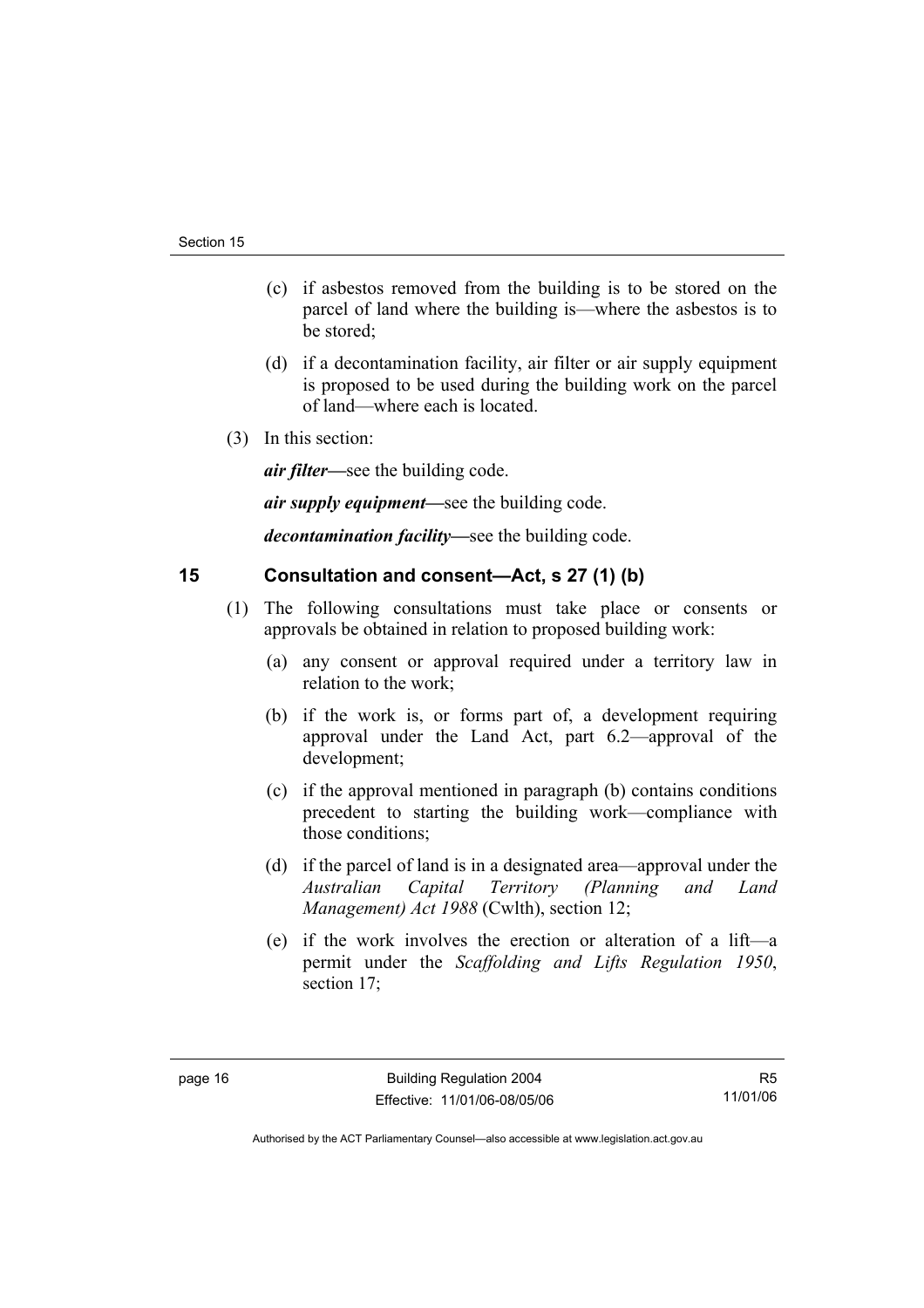(c) if asbestos removed from the building is to be stored on the parcel of land where the building is—where the asbestos is to be stored;

(d) if a decontamination facility, air filter or air supply equipment is proposed to be used during the building work on the parcel of land—where each is located.

(3) In this section:

***air filter***—see the building code.

***air supply equipment***—see the building code.

***decontamination facility***—see the building code.

## 15 Consultation and consent—Act, s 27 (1) (b)

(1) The following consultations must take place or consents or approvals be obtained in relation to proposed building work:

(a) any consent or approval required under a territory law in relation to the work;

(b) if the work is, or forms part of, a development requiring approval under the Land Act, part 6.2—approval of the development;

(c) if the approval mentioned in paragraph (b) contains conditions precedent to starting the building work—compliance with those conditions;

(d) if the parcel of land is in a designated area—approval under the *Australian Capital Territory (Planning and Land Management) Act 1988* (Cwlth), section 12;

(e) if the work involves the erection or alteration of a lift—a permit under the *Scaffolding and Lifts Regulation 1950*, section 17;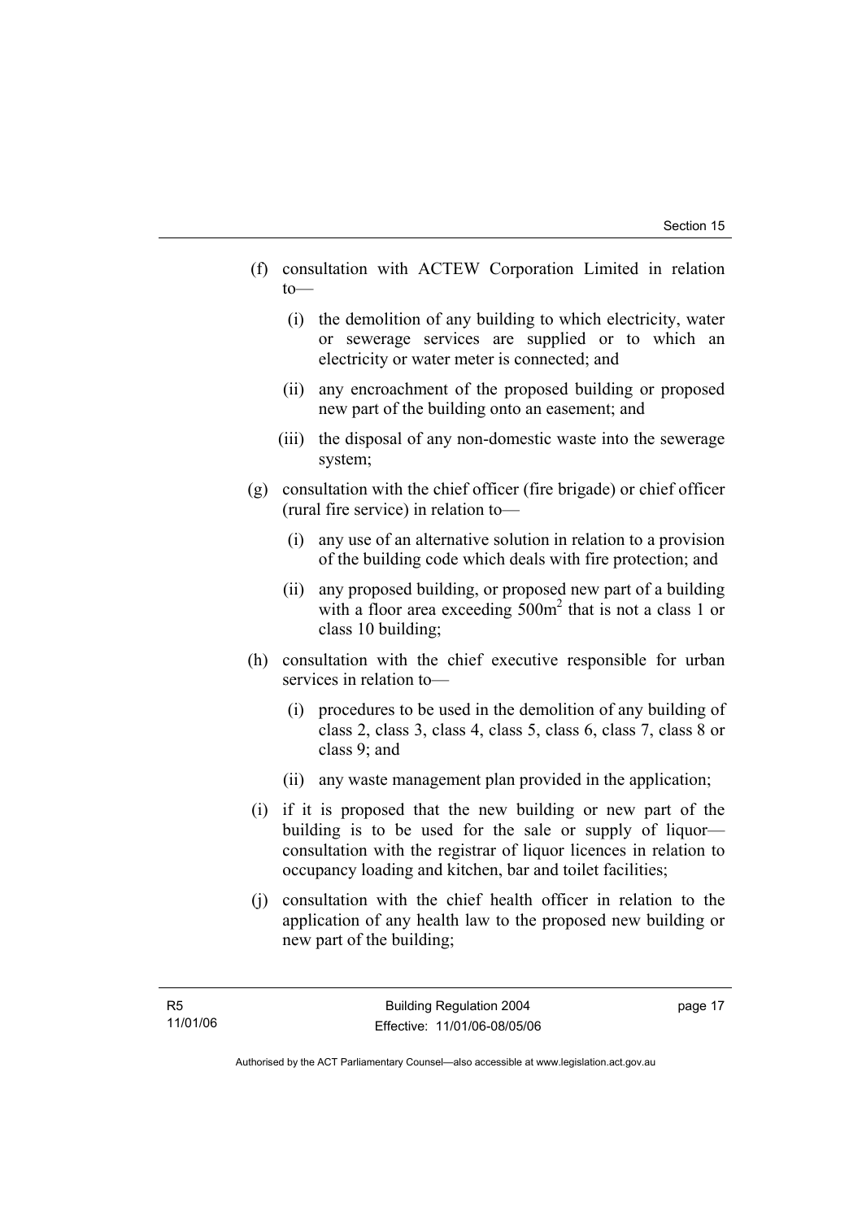(f) consultation with ACTEW Corporation Limited in relation to—

  (i) the demolition of any building to which electricity, water or sewerage services are supplied or to which an electricity or water meter is connected; and

  (ii) any encroachment of the proposed building or proposed new part of the building onto an easement; and

  (iii) the disposal of any non-domestic waste into the sewerage system;

(g) consultation with the chief officer (fire brigade) or chief officer (rural fire service) in relation to—

  (i) any use of an alternative solution in relation to a provision of the building code which deals with fire protection; and

  (ii) any proposed building, or proposed new part of a building with a floor area exceeding $500m^2$ that is not a class 1 or class 10 building;

(h) consultation with the chief executive responsible for urban services in relation to—

  (i) procedures to be used in the demolition of any building of class 2, class 3, class 4, class 5, class 6, class 7, class 8 or class 9; and

  (ii) any waste management plan provided in the application;

(i) if it is proposed that the new building or new part of the building is to be used for the sale or supply of liquor—consultation with the registrar of liquor licences in relation to occupancy loading and kitchen, bar and toilet facilities;

(j) consultation with the chief health officer in relation to the application of any health law to the proposed new building or new part of the building;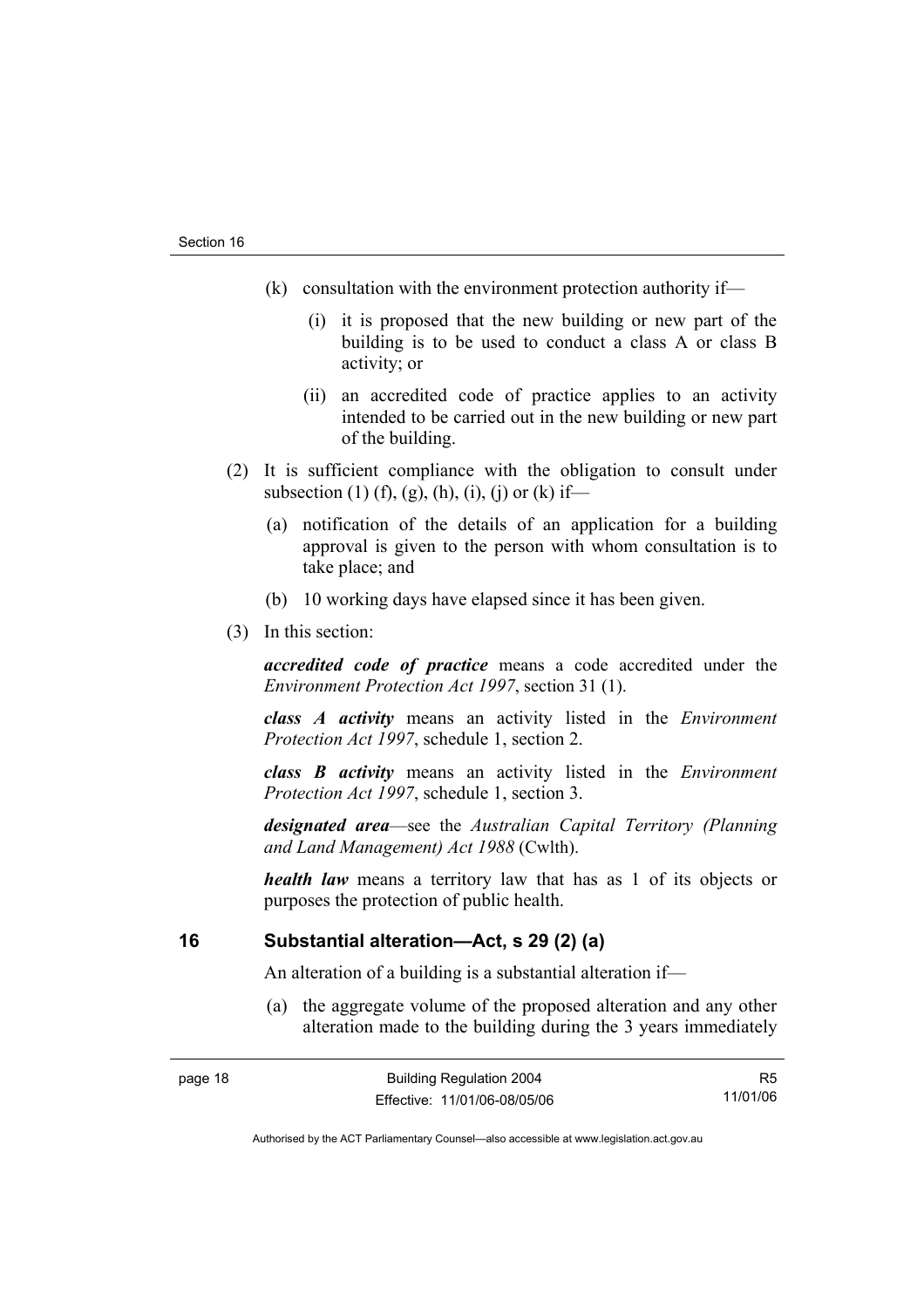(k) consultation with the environment protection authority if—

   (i) it is proposed that the new building or new part of the building is to be used to conduct a class A or class B activity; or

   (ii) an accredited code of practice applies to an activity intended to be carried out in the new building or new part of the building.

(2) It is sufficient compliance with the obligation to consult under subsection (1) (f), (g), (h), (i), (j) or (k) if—

   (a) notification of the details of an application for a building approval is given to the person with whom consultation is to take place; and

   (b) 10 working days have elapsed since it has been given.

(3) In this section:

***accredited code of practice*** means a code accredited under the *Environment Protection Act 1997*, section 31 (1).

***class A activity*** means an activity listed in the *Environment Protection Act 1997*, schedule 1, section 2.

***class B activity*** means an activity listed in the *Environment Protection Act 1997*, schedule 1, section 3.

***designated area***—see the *Australian Capital Territory (Planning and Land Management) Act 1988* (Cwlth).

***health law*** means a territory law that has as 1 of its objects or purposes the protection of public health.

## 16 Substantial alteration—Act, s 29 (2) (a)

An alteration of a building is a substantial alteration if—

(a) the aggregate volume of the proposed alteration and any other alteration made to the building during the 3 years immediately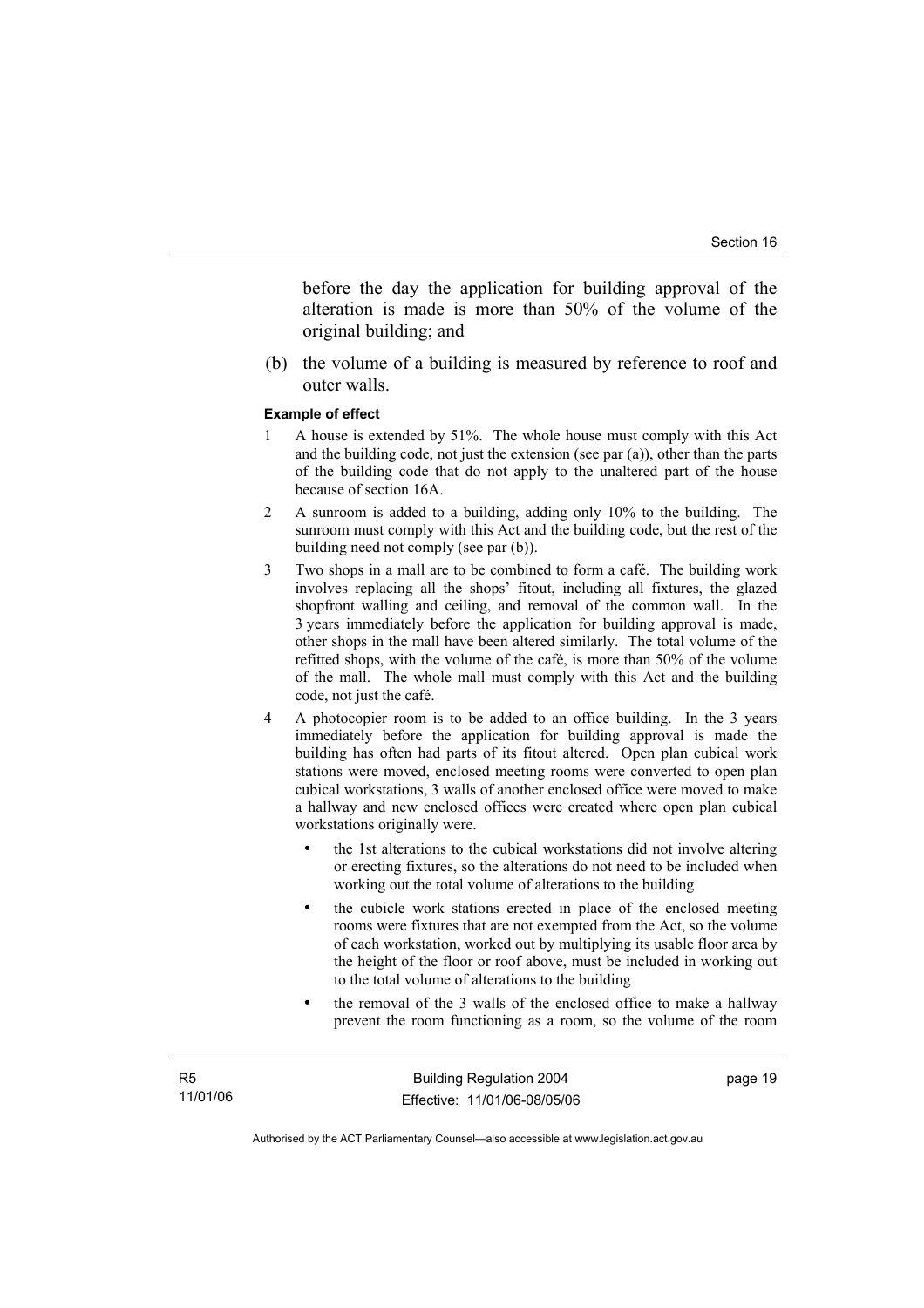before the day the application for building approval of the alteration is made is more than 50% of the volume of the original building; and

(b) the volume of a building is measured by reference to roof and outer walls.

**Example of effect**

1 A house is extended by 51%. The whole house must comply with this Act and the building code, not just the extension (see par (a)), other than the parts of the building code that do not apply to the unaltered part of the house because of section 16A.

2 A sunroom is added to a building, adding only 10% to the building. The sunroom must comply with this Act and the building code, but the rest of the building need not comply (see par (b)).

3 Two shops in a mall are to be combined to form a café. The building work involves replacing all the shops' fitout, including all fixtures, the glazed shopfront walling and ceiling, and removal of the common wall. In the 3 years immediately before the application for building approval is made, other shops in the mall have been altered similarly. The total volume of the refitted shops, with the volume of the café, is more than 50% of the volume of the mall. The whole mall must comply with this Act and the building code, not just the café.

4 A photocopier room is to be added to an office building. In the 3 years immediately before the application for building approval is made the building has often had parts of its fitout altered. Open plan cubical work stations were moved, enclosed meeting rooms were converted to open plan cubical workstations, 3 walls of another enclosed office were moved to make a hallway and new enclosed offices were created where open plan cubical workstations originally were.

- the 1st alterations to the cubical workstations did not involve altering or erecting fixtures, so the alterations do not need to be included when working out the total volume of alterations to the building
- the cubicle work stations erected in place of the enclosed meeting rooms were fixtures that are not exempted from the Act, so the volume of each workstation, worked out by multiplying its usable floor area by the height of the floor or roof above, must be included in working out to the total volume of alterations to the building
- the removal of the 3 walls of the enclosed office to make a hallway prevent the room functioning as a room, so the volume of the room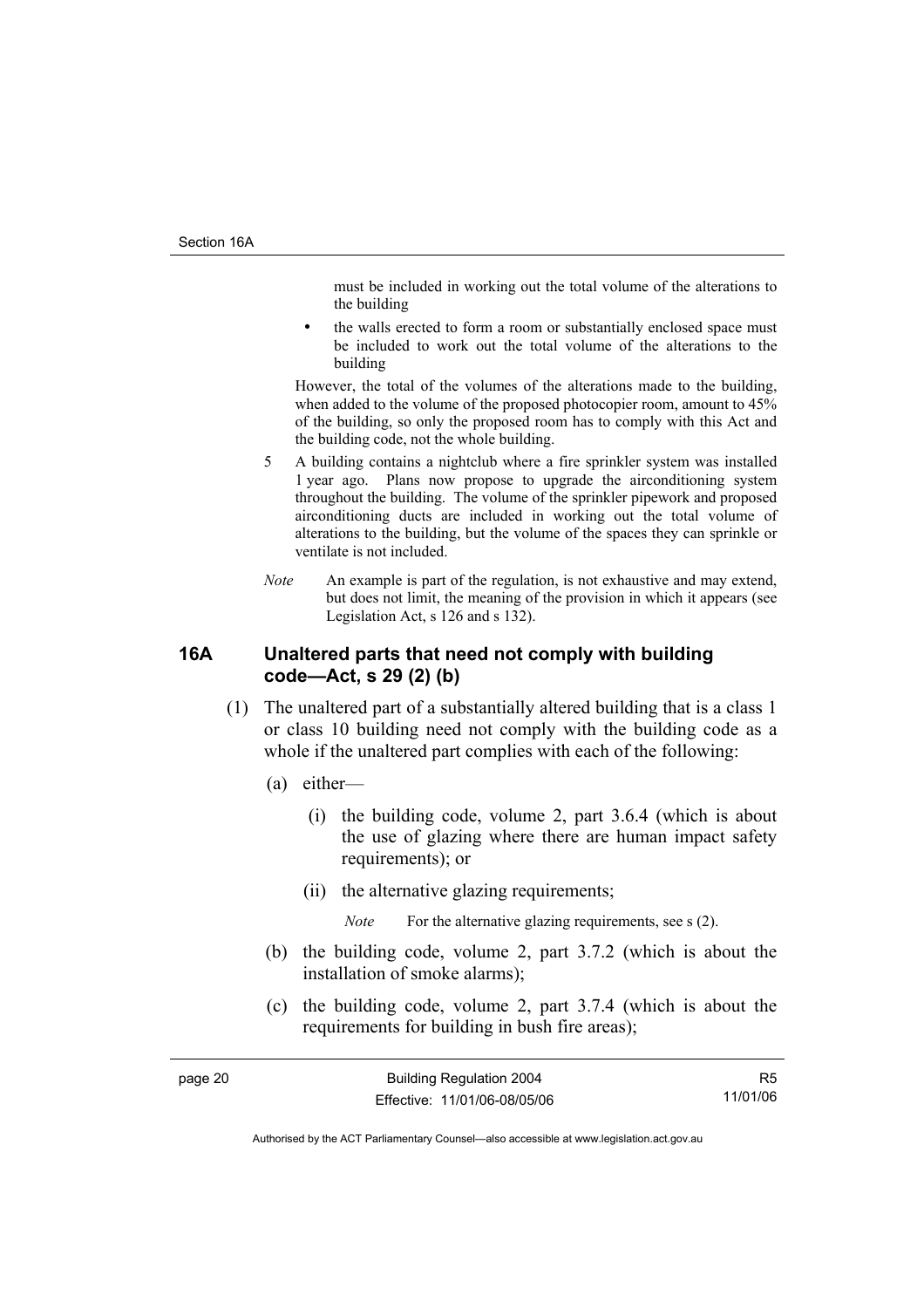must be included in working out the total volume of the alterations to the building

- the walls erected to form a room or substantially enclosed space must be included to work out the total volume of the alterations to the building

However, the total of the volumes of the alterations made to the building, when added to the volume of the proposed photocopier room, amount to 45% of the building, so only the proposed room has to comply with this Act and the building code, not the whole building.

5 A building contains a nightclub where a fire sprinkler system was installed 1 year ago. Plans now propose to upgrade the airconditioning system throughout the building. The volume of the sprinkler pipework and proposed airconditioning ducts are included in working out the total volume of alterations to the building, but the volume of the spaces they can sprinkle or ventilate is not included.

*Note* An example is part of the regulation, is not exhaustive and may extend, but does not limit, the meaning of the provision in which it appears (see Legislation Act, s 126 and s 132).

## 16A Unaltered parts that need not comply with building code—Act, s 29 (2) (b)

(1) The unaltered part of a substantially altered building that is a class 1 or class 10 building need not comply with the building code as a whole if the unaltered part complies with each of the following:

(a) either—

(i) the building code, volume 2, part 3.6.4 (which is about the use of glazing where there are human impact safety requirements); or

(ii) the alternative glazing requirements;

*Note* For the alternative glazing requirements, see s (2).

(b) the building code, volume 2, part 3.7.2 (which is about the installation of smoke alarms);

(c) the building code, volume 2, part 3.7.4 (which is about the requirements for building in bush fire areas);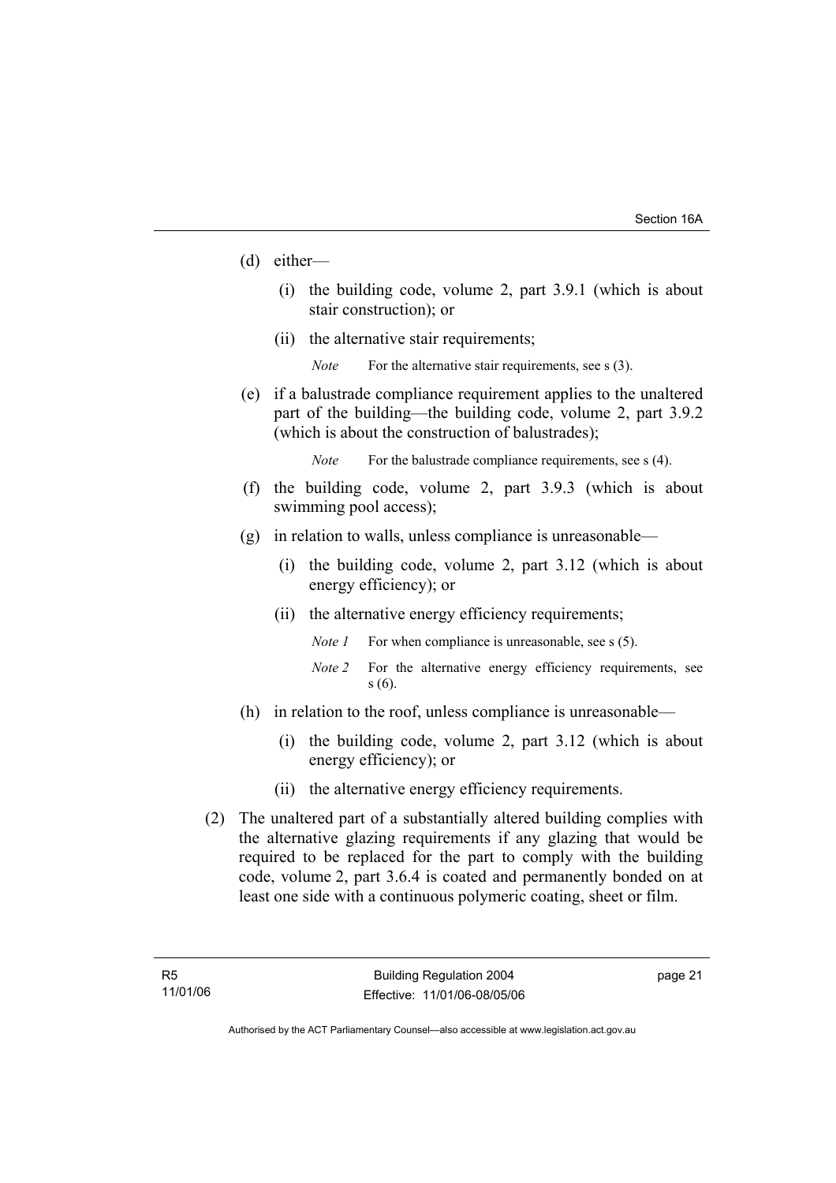(d) either—

  (i) the building code, volume 2, part 3.9.1 (which is about stair construction); or

  (ii) the alternative stair requirements;

  *Note* For the alternative stair requirements, see s (3).

(e) if a balustrade compliance requirement applies to the unaltered part of the building—the building code, volume 2, part 3.9.2 (which is about the construction of balustrades);

  *Note* For the balustrade compliance requirements, see s (4).

(f) the building code, volume 2, part 3.9.3 (which is about swimming pool access);

(g) in relation to walls, unless compliance is unreasonable—

  (i) the building code, volume 2, part 3.12 (which is about energy efficiency); or

  (ii) the alternative energy efficiency requirements;

  *Note 1* For when compliance is unreasonable, see s (5).

  *Note 2* For the alternative energy efficiency requirements, see s (6).

(h) in relation to the roof, unless compliance is unreasonable—

  (i) the building code, volume 2, part 3.12 (which is about energy efficiency); or

  (ii) the alternative energy efficiency requirements.

(2) The unaltered part of a substantially altered building complies with the alternative glazing requirements if any glazing that would be required to be replaced for the part to comply with the building code, volume 2, part 3.6.4 is coated and permanently bonded on at least one side with a continuous polymeric coating, sheet or film.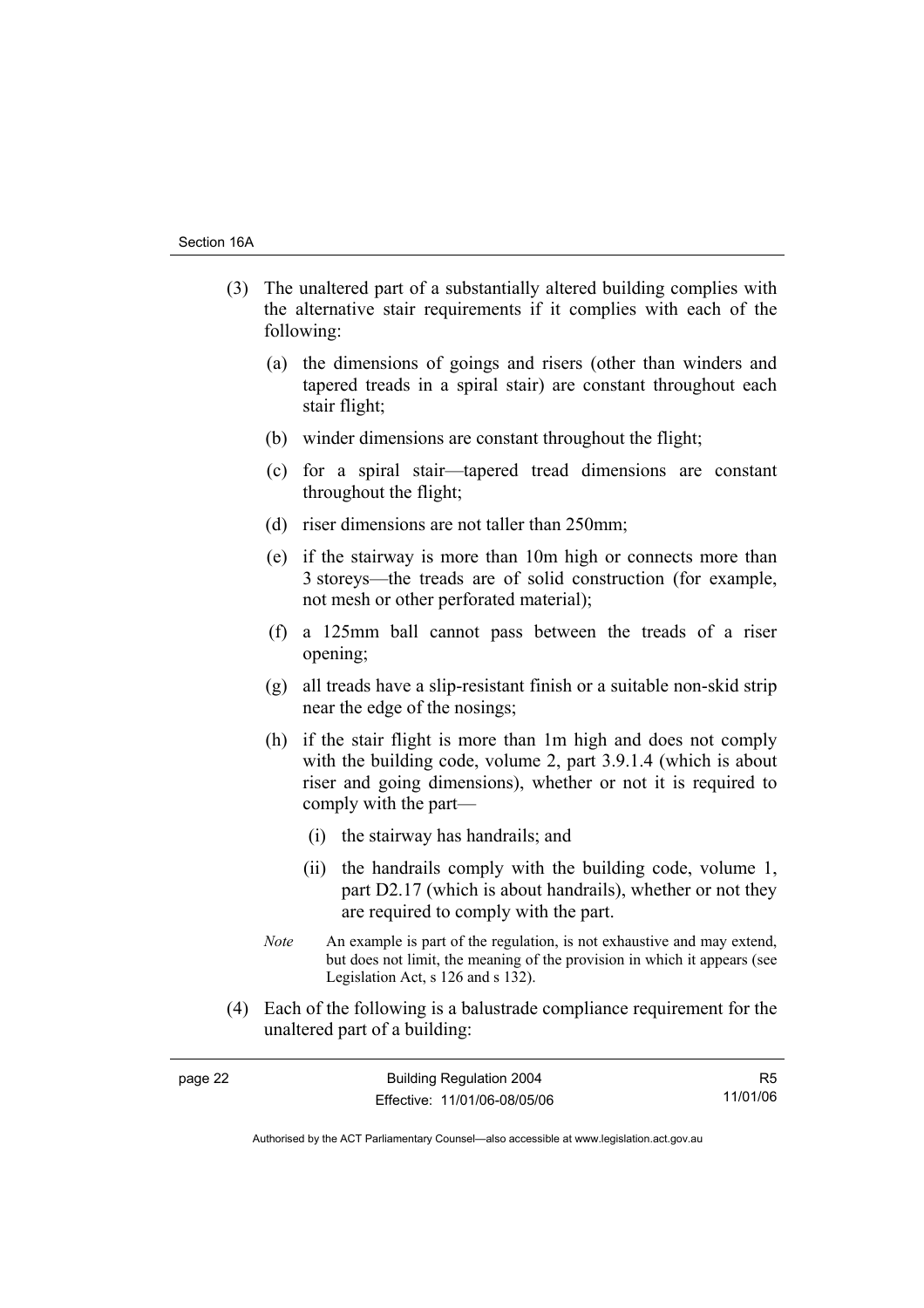(3) The unaltered part of a substantially altered building complies with the alternative stair requirements if it complies with each of the following:

(a) the dimensions of goings and risers (other than winders and tapered treads in a spiral stair) are constant throughout each stair flight;

(b) winder dimensions are constant throughout the flight;

(c) for a spiral stair—tapered tread dimensions are constant throughout the flight;

(d) riser dimensions are not taller than 250mm;

(e) if the stairway is more than 10m high or connects more than 3 storeys—the treads are of solid construction (for example, not mesh or other perforated material);

(f) a 125mm ball cannot pass between the treads of a riser opening;

(g) all treads have a slip-resistant finish or a suitable non-skid strip near the edge of the nosings;

(h) if the stair flight is more than 1m high and does not comply with the building code, volume 2, part 3.9.1.4 (which is about riser and going dimensions), whether or not it is required to comply with the part—

(i) the stairway has handrails; and

(ii) the handrails comply with the building code, volume 1, part D2.17 (which is about handrails), whether or not they are required to comply with the part.

*Note* An example is part of the regulation, is not exhaustive and may extend, but does not limit, the meaning of the provision in which it appears (see Legislation Act, s 126 and s 132).

(4) Each of the following is a balustrade compliance requirement for the unaltered part of a building: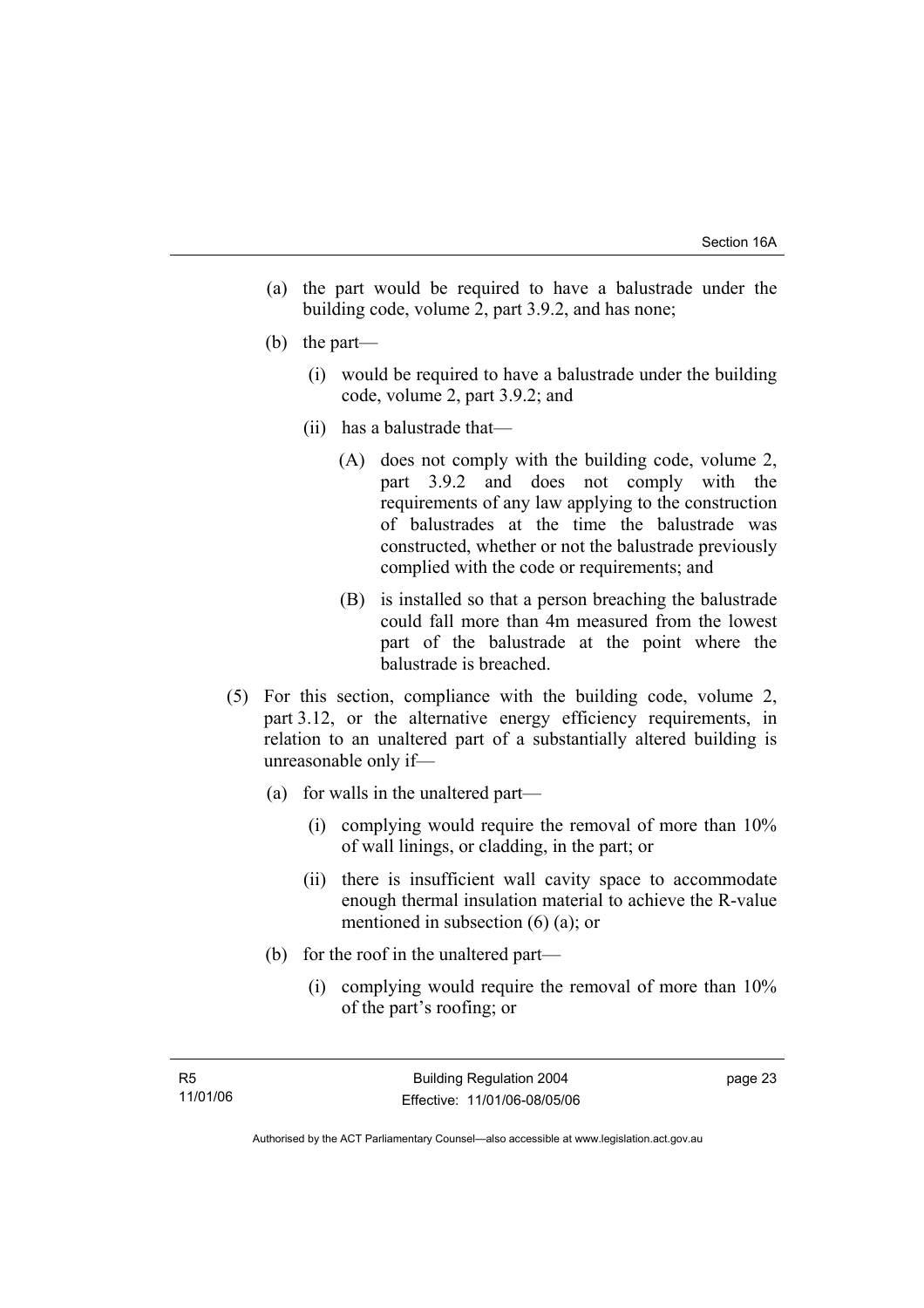(a) the part would be required to have a balustrade under the building code, volume 2, part 3.9.2, and has none;

(b) the part—

   (i) would be required to have a balustrade under the building code, volume 2, part 3.9.2; and

   (ii) has a balustrade that—

      (A) does not comply with the building code, volume 2, part 3.9.2 and does not comply with the requirements of any law applying to the construction of balustrades at the time the balustrade was constructed, whether or not the balustrade previously complied with the code or requirements; and

      (B) is installed so that a person breaching the balustrade could fall more than 4m measured from the lowest part of the balustrade at the point where the balustrade is breached.

(5) For this section, compliance with the building code, volume 2, part 3.12, or the alternative energy efficiency requirements, in relation to an unaltered part of a substantially altered building is unreasonable only if—

(a) for walls in the unaltered part—

   (i) complying would require the removal of more than 10% of wall linings, or cladding, in the part; or

   (ii) there is insufficient wall cavity space to accommodate enough thermal insulation material to achieve the R-value mentioned in subsection (6) (a); or

(b) for the roof in the unaltered part—

   (i) complying would require the removal of more than 10% of the part's roofing; or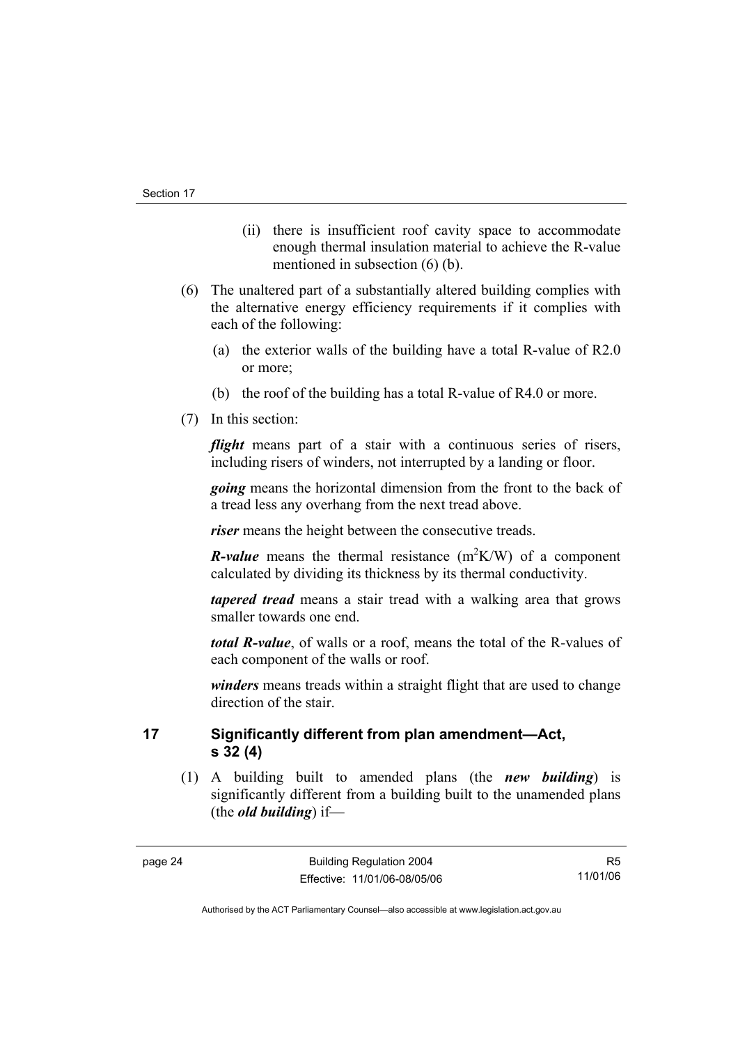(ii) there is insufficient roof cavity space to accommodate enough thermal insulation material to achieve the R-value mentioned in subsection (6) (b).

(6) The unaltered part of a substantially altered building complies with the alternative energy efficiency requirements if it complies with each of the following:

(a) the exterior walls of the building have a total R-value of R2.0 or more;

(b) the roof of the building has a total R-value of R4.0 or more.

(7) In this section:

***flight*** means part of a stair with a continuous series of risers, including risers of winders, not interrupted by a landing or floor.

***going*** means the horizontal dimension from the front to the back of a tread less any overhang from the next tread above.

***riser*** means the height between the consecutive treads.

***R-value*** means the thermal resistance ($m^2K/W$) of a component calculated by dividing its thickness by its thermal conductivity.

***tapered tread*** means a stair tread with a walking area that grows smaller towards one end.

***total R-value***, of walls or a roof, means the total of the R-values of each component of the walls or roof.

***winders*** means treads within a straight flight that are used to change direction of the stair.

## 17 Significantly different from plan amendment—Act, s 32 (4)

(1) A building built to amended plans (the ***new building***) is significantly different from a building built to the unamended plans (the ***old building***) if—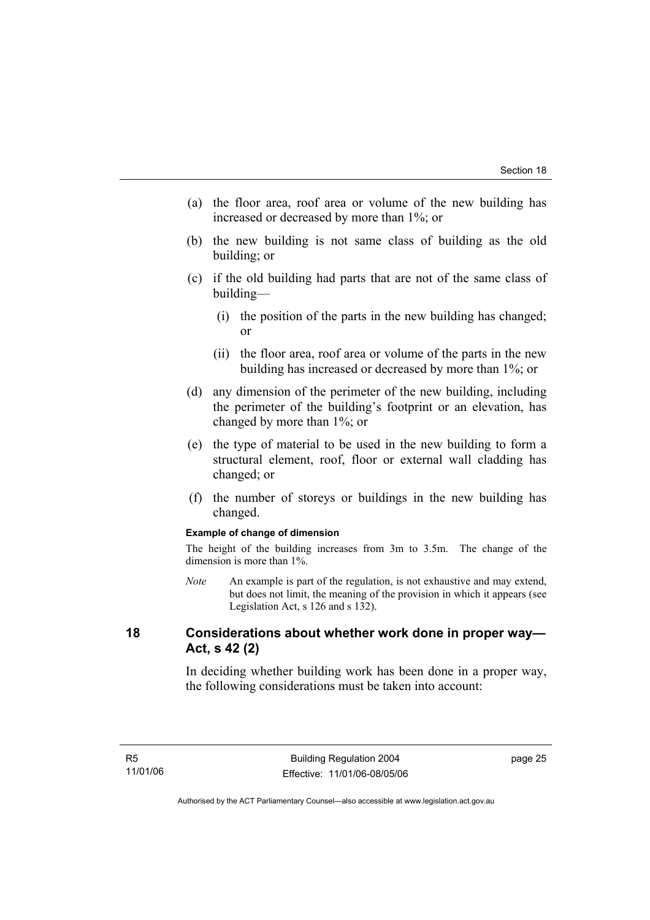(a) the floor area, roof area or volume of the new building has increased or decreased by more than 1%; or

(b) the new building is not same class of building as the old building; or

(c) if the old building had parts that are not of the same class of building—

  (i) the position of the parts in the new building has changed; or

  (ii) the floor area, roof area or volume of the parts in the new building has increased or decreased by more than 1%; or

(d) any dimension of the perimeter of the new building, including the perimeter of the building's footprint or an elevation, has changed by more than 1%; or

(e) the type of material to be used in the new building to form a structural element, roof, floor or external wall cladding has changed; or

(f) the number of storeys or buildings in the new building has changed.

**Example of change of dimension**

The height of the building increases from 3m to 3.5m. The change of the dimension is more than 1%.

*Note* An example is part of the regulation, is not exhaustive and may extend, but does not limit, the meaning of the provision in which it appears (see Legislation Act, s 126 and s 132).

## 18 Considerations about whether work done in proper way—Act, s 42 (2)

In deciding whether building work has been done in a proper way, the following considerations must be taken into account: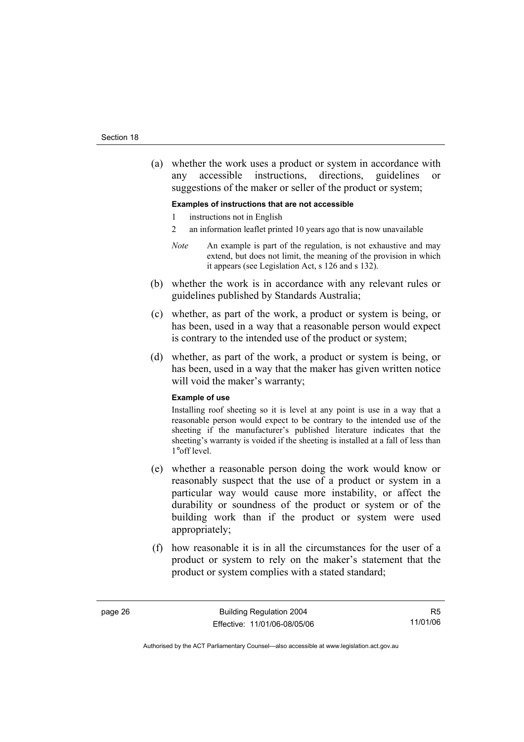(a) whether the work uses a product or system in accordance with any accessible instructions, directions, guidelines or suggestions of the maker or seller of the product or system;

**Examples of instructions that are not accessible**

1 instructions not in English

2 an information leaflet printed 10 years ago that is now unavailable

*Note* An example is part of the regulation, is not exhaustive and may extend, but does not limit, the meaning of the provision in which it appears (see Legislation Act, s 126 and s 132).

(b) whether the work is in accordance with any relevant rules or guidelines published by Standards Australia;

(c) whether, as part of the work, a product or system is being, or has been, used in a way that a reasonable person would expect is contrary to the intended use of the product or system;

(d) whether, as part of the work, a product or system is being, or has been, used in a way that the maker has given written notice will void the maker's warranty;

**Example of use**

Installing roof sheeting so it is level at any point is use in a way that a reasonable person would expect to be contrary to the intended use of the sheeting if the manufacturer's published literature indicates that the sheeting's warranty is voided if the sheeting is installed at a fall of less than 1°off level.

(e) whether a reasonable person doing the work would know or reasonably suspect that the use of a product or system in a particular way would cause more instability, or affect the durability or soundness of the product or system or of the building work than if the product or system were used appropriately;

(f) how reasonable it is in all the circumstances for the user of a product or system to rely on the maker's statement that the product or system complies with a stated standard;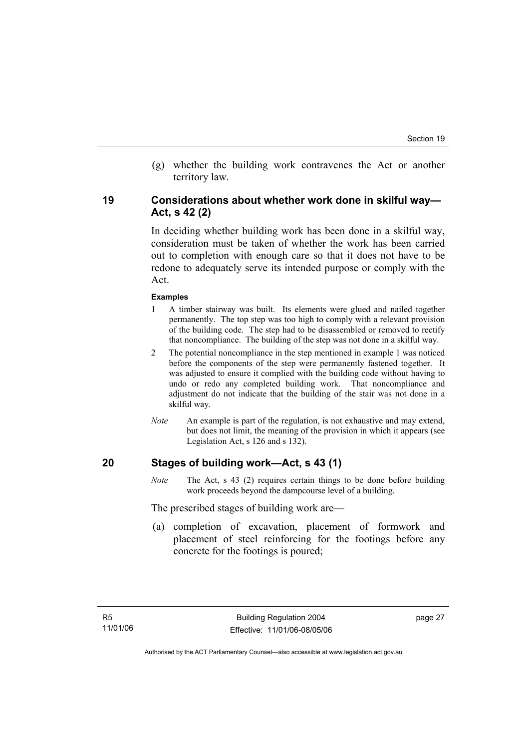(g) whether the building work contravenes the Act or another territory law.

## 19 Considerations about whether work done in skilful way—Act, s 42 (2)

In deciding whether building work has been done in a skilful way, consideration must be taken of whether the work has been carried out to completion with enough care so that it does not have to be redone to adequately serve its intended purpose or comply with the Act.

**Examples**

1. A timber stairway was built. Its elements were glued and nailed together permanently. The top step was too high to comply with a relevant provision of the building code. The step had to be disassembled or removed to rectify that noncompliance. The building of the step was not done in a skilful way.
2. The potential noncompliance in the step mentioned in example 1 was noticed before the components of the step were permanently fastened together. It was adjusted to ensure it complied with the building code without having to undo or redo any completed building work. That noncompliance and adjustment do not indicate that the building of the stair was not done in a skilful way.

*Note* An example is part of the regulation, is not exhaustive and may extend, but does not limit, the meaning of the provision in which it appears (see Legislation Act, s 126 and s 132).

## 20 Stages of building work—Act, s 43 (1)

*Note* The Act, s 43 (2) requires certain things to be done before building work proceeds beyond the dampcourse level of a building.

The prescribed stages of building work are—

(a) completion of excavation, placement of formwork and placement of steel reinforcing for the footings before any concrete for the footings is poured;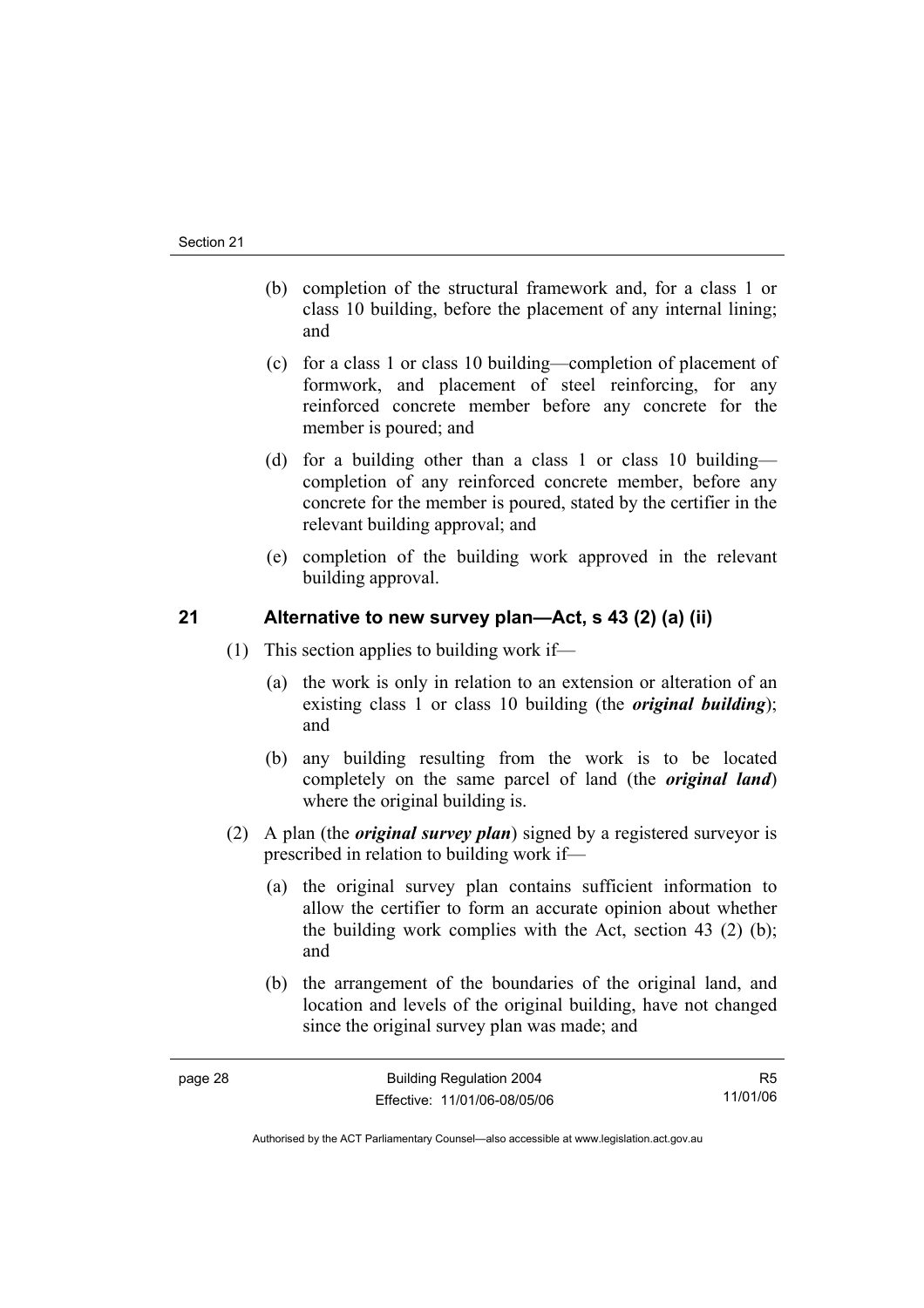(b) completion of the structural framework and, for a class 1 or class 10 building, before the placement of any internal lining; and

(c) for a class 1 or class 10 building—completion of placement of formwork, and placement of steel reinforcing, for any reinforced concrete member before any concrete for the member is poured; and

(d) for a building other than a class 1 or class 10 building—completion of any reinforced concrete member, before any concrete for the member is poured, stated by the certifier in the relevant building approval; and

(e) completion of the building work approved in the relevant building approval.

## 21 Alternative to new survey plan—Act, s 43 (2) (a) (ii)

(1) This section applies to building work if—

(a) the work is only in relation to an extension or alteration of an existing class 1 or class 10 building (the ***original building***); and

(b) any building resulting from the work is to be located completely on the same parcel of land (the ***original land***) where the original building is.

(2) A plan (the ***original survey plan***) signed by a registered surveyor is prescribed in relation to building work if—

(a) the original survey plan contains sufficient information to allow the certifier to form an accurate opinion about whether the building work complies with the Act, section 43 (2) (b); and

(b) the arrangement of the boundaries of the original land, and location and levels of the original building, have not changed since the original survey plan was made; and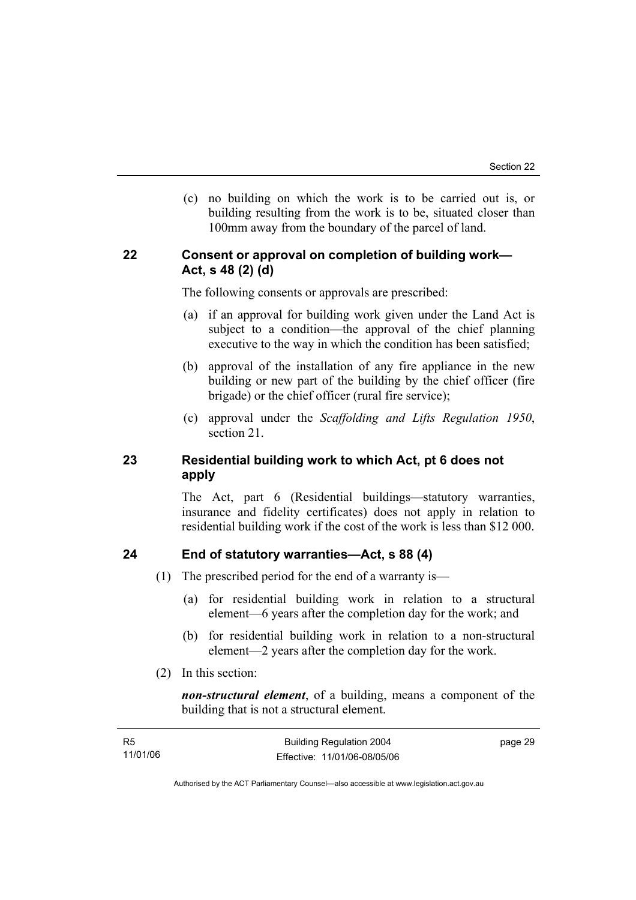(c) no building on which the work is to be carried out is, or building resulting from the work is to be, situated closer than 100mm away from the boundary of the parcel of land.

### 22 Consent or approval on completion of building work—Act, s 48 (2) (d)

The following consents or approvals are prescribed:

(a) if an approval for building work given under the Land Act is subject to a condition—the approval of the chief planning executive to the way in which the condition has been satisfied;

(b) approval of the installation of any fire appliance in the new building or new part of the building by the chief officer (fire brigade) or the chief officer (rural fire service);

(c) approval under the *Scaffolding and Lifts Regulation 1950*, section 21.

### 23 Residential building work to which Act, pt 6 does not apply

The Act, part 6 (Residential buildings—statutory warranties, insurance and fidelity certificates) does not apply in relation to residential building work if the cost of the work is less than $12 000.

### 24 End of statutory warranties—Act, s 88 (4)

(1) The prescribed period for the end of a warranty is—

(a) for residential building work in relation to a structural element—6 years after the completion day for the work; and

(b) for residential building work in relation to a non-structural element—2 years after the completion day for the work.

(2) In this section:

***non-structural element***, of a building, means a component of the building that is not a structural element.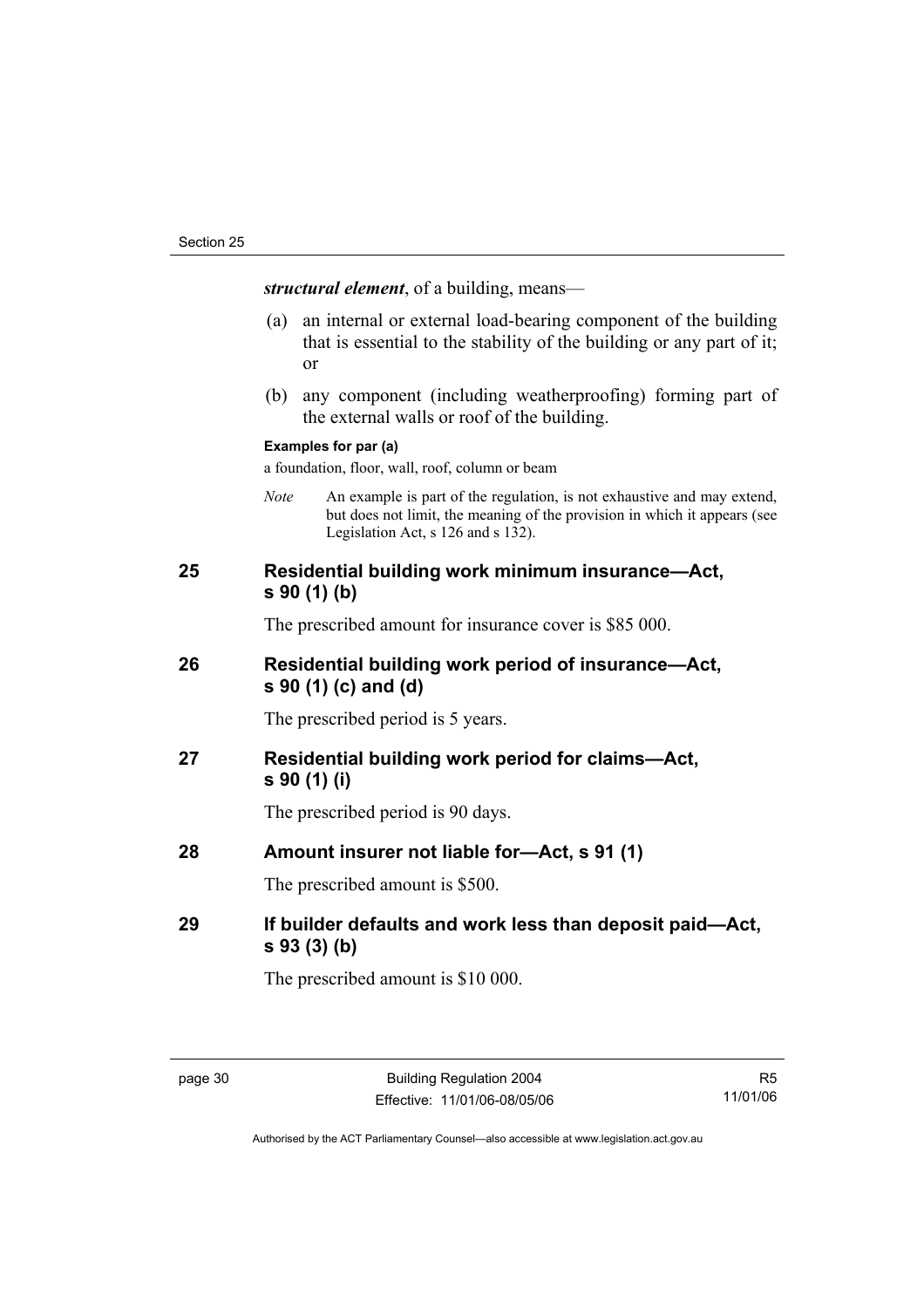***structural element***, of a building, means—

(a) an internal or external load-bearing component of the building that is essential to the stability of the building or any part of it; or

(b) any component (including weatherproofing) forming part of the external walls or roof of the building.

**Examples for par (a)**

a foundation, floor, wall, roof, column or beam

*Note* An example is part of the regulation, is not exhaustive and may extend, but does not limit, the meaning of the provision in which it appears (see Legislation Act, s 126 and s 132).

## 25 Residential building work minimum insurance—Act, s 90 (1) (b)

The prescribed amount for insurance cover is $85 000.

## 26 Residential building work period of insurance—Act, s 90 (1) (c) and (d)

The prescribed period is 5 years.

## 27 Residential building work period for claims—Act, s 90 (1) (i)

The prescribed period is 90 days.

## 28 Amount insurer not liable for—Act, s 91 (1)

The prescribed amount is $500.

## 29 If builder defaults and work less than deposit paid—Act, s 93 (3) (b)

The prescribed amount is $10 000.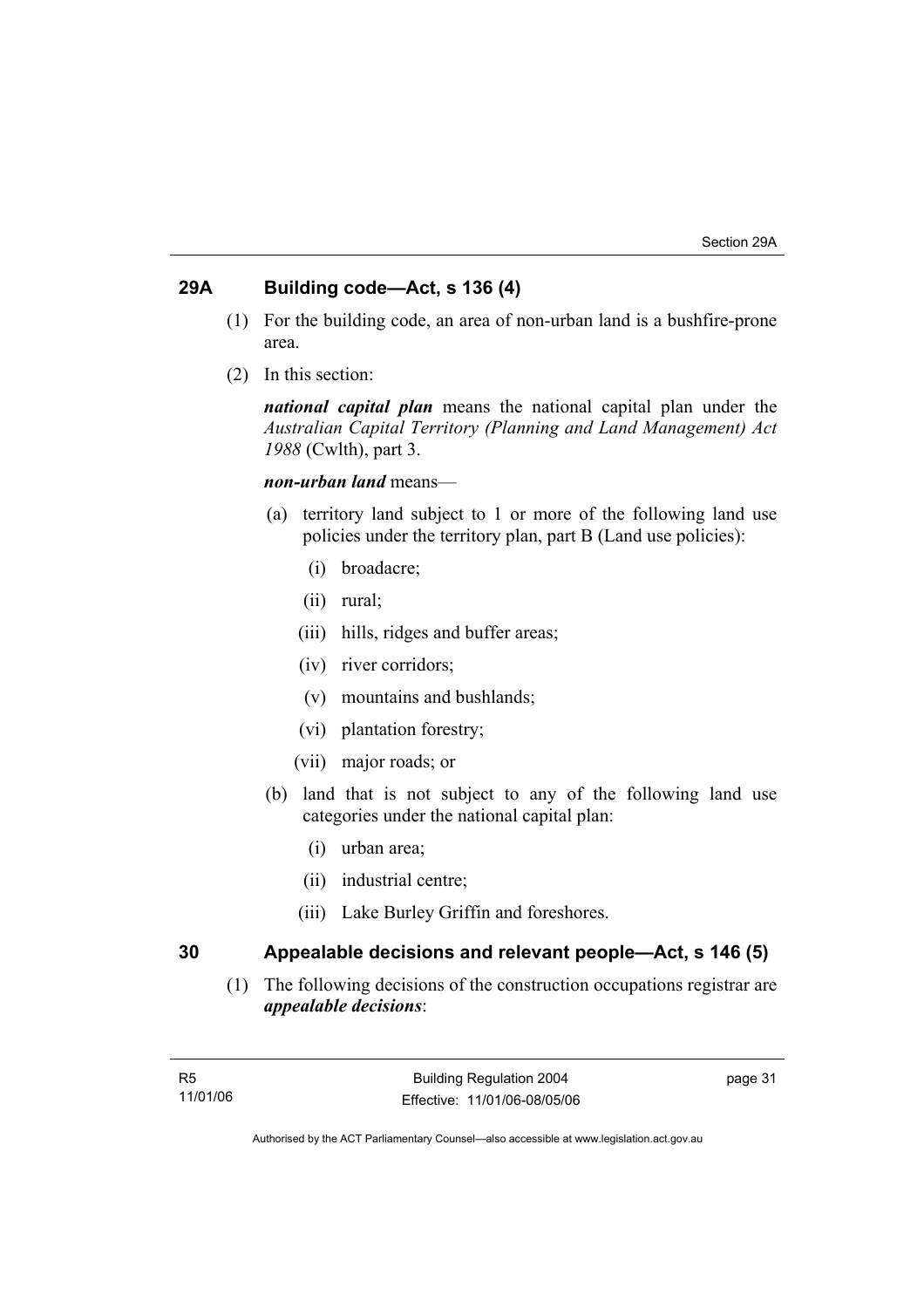## 29A Building code—Act, s 136 (4)

(1) For the building code, an area of non-urban land is a bushfire-prone area.

(2) In this section:

***national capital plan*** means the national capital plan under the *Australian Capital Territory (Planning and Land Management) Act 1988* (Cwlth), part 3.

***non-urban land*** means—

(a) territory land subject to 1 or more of the following land use policies under the territory plan, part B (Land use policies):

(i) broadacre;

(ii) rural;

(iii) hills, ridges and buffer areas;

(iv) river corridors;

(v) mountains and bushlands;

(vi) plantation forestry;

(vii) major roads; or

(b) land that is not subject to any of the following land use categories under the national capital plan:

(i) urban area;

(ii) industrial centre;

(iii) Lake Burley Griffin and foreshores.

## 30 Appealable decisions and relevant people—Act, s 146 (5)

(1) The following decisions of the construction occupations registrar are ***appealable decisions***: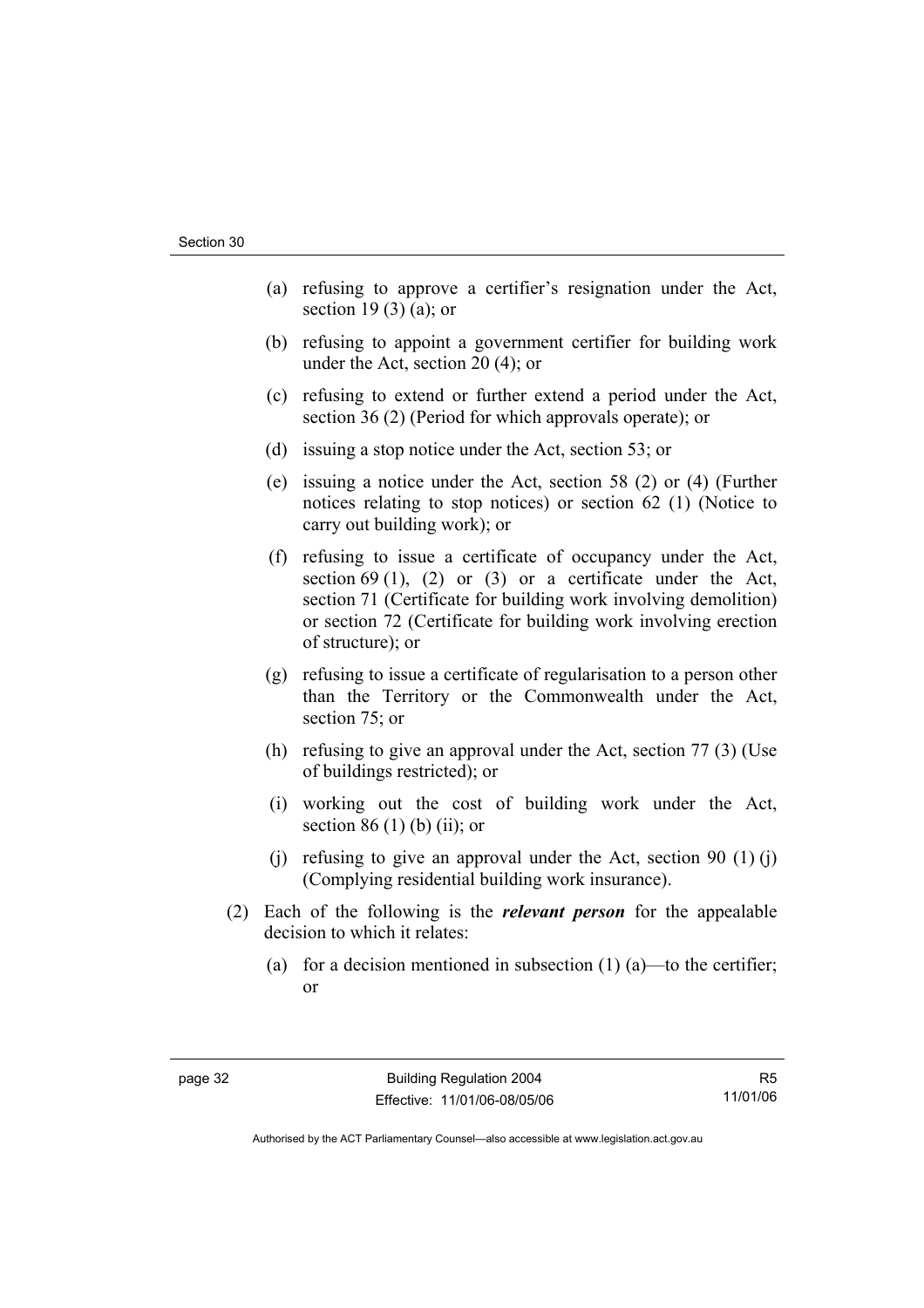(a) refusing to approve a certifier's resignation under the Act, section 19 (3) (a); or

(b) refusing to appoint a government certifier for building work under the Act, section 20 (4); or

(c) refusing to extend or further extend a period under the Act, section 36 (2) (Period for which approvals operate); or

(d) issuing a stop notice under the Act, section 53; or

(e) issuing a notice under the Act, section 58 (2) or (4) (Further notices relating to stop notices) or section 62 (1) (Notice to carry out building work); or

(f) refusing to issue a certificate of occupancy under the Act, section 69 (1), (2) or (3) or a certificate under the Act, section 71 (Certificate for building work involving demolition) or section 72 (Certificate for building work involving erection of structure); or

(g) refusing to issue a certificate of regularisation to a person other than the Territory or the Commonwealth under the Act, section 75; or

(h) refusing to give an approval under the Act, section 77 (3) (Use of buildings restricted); or

(i) working out the cost of building work under the Act, section 86 (1) (b) (ii); or

(j) refusing to give an approval under the Act, section 90 (1) (j) (Complying residential building work insurance).

(2) Each of the following is the ***relevant person*** for the appealable decision to which it relates:

(a) for a decision mentioned in subsection (1) (a)—to the certifier; or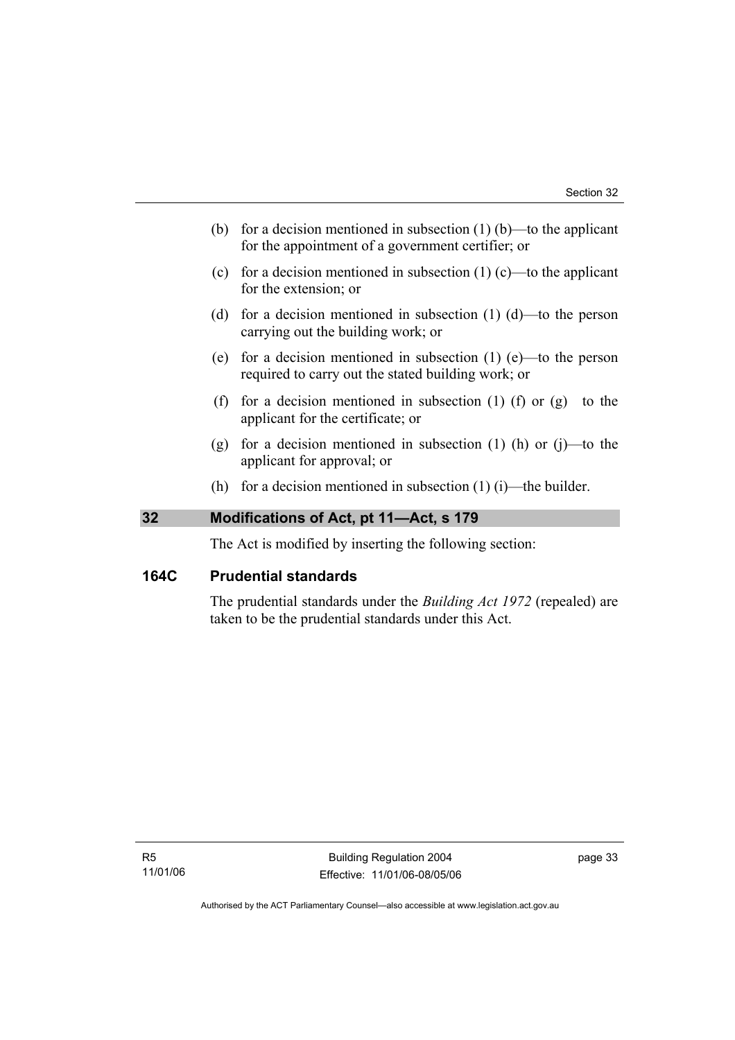(b) for a decision mentioned in subsection (1) (b)—to the applicant for the appointment of a government certifier; or

(c) for a decision mentioned in subsection (1) (c)—to the applicant for the extension; or

(d) for a decision mentioned in subsection (1) (d)—to the person carrying out the building work; or

(e) for a decision mentioned in subsection (1) (e)—to the person required to carry out the stated building work; or

(f) for a decision mentioned in subsection (1) (f) or (g) to the applicant for the certificate; or

(g) for a decision mentioned in subsection (1) (h) or (j)—to the applicant for approval; or

(h) for a decision mentioned in subsection (1) (i)—the builder.

## 32 Modifications of Act, pt 11—Act, s 179

The Act is modified by inserting the following section:

### 164C Prudential standards

The prudential standards under the *Building Act 1972* (repealed) are taken to be the prudential standards under this Act.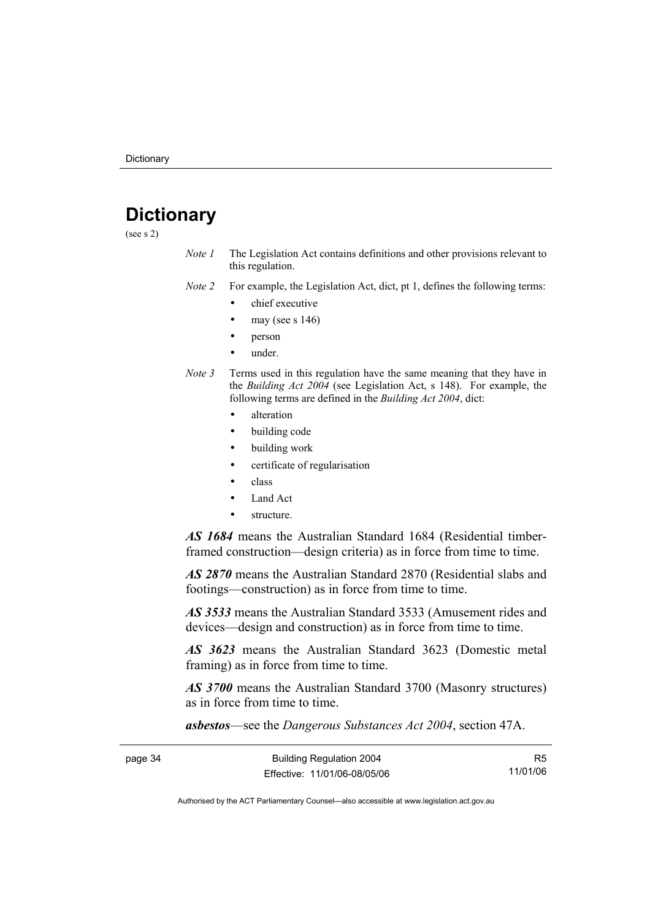# Dictionary

(see s 2)

*Note 1* The Legislation Act contains definitions and other provisions relevant to this regulation.

*Note 2* For example, the Legislation Act, dict, pt 1, defines the following terms:

- chief executive
- may (see s 146)
- person
- under.

*Note 3* Terms used in this regulation have the same meaning that they have in the *Building Act 2004* (see Legislation Act, s 148). For example, the following terms are defined in the *Building Act 2004*, dict:

- alteration
- building code
- building work
- certificate of regularisation
- class
- Land Act
- structure.

***AS 1684*** means the Australian Standard 1684 (Residential timber-framed construction—design criteria) as in force from time to time.

***AS 2870*** means the Australian Standard 2870 (Residential slabs and footings—construction) as in force from time to time.

***AS 3533*** means the Australian Standard 3533 (Amusement rides and devices—design and construction) as in force from time to time.

***AS 3623*** means the Australian Standard 3623 (Domestic metal framing) as in force from time to time.

***AS 3700*** means the Australian Standard 3700 (Masonry structures) as in force from time to time.

***asbestos***—see the *Dangerous Substances Act 2004*, section 47A.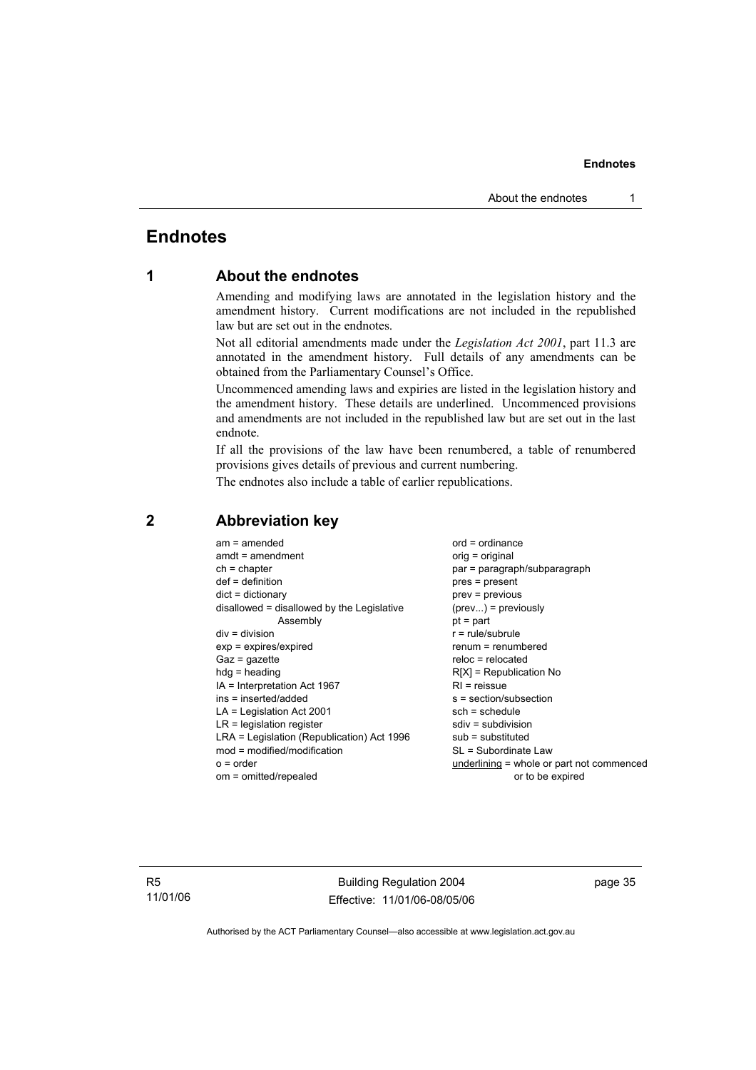# Endnotes

## 1 About the endnotes

Amending and modifying laws are annotated in the legislation history and the amendment history. Current modifications are not included in the republished law but are set out in the endnotes.

Not all editorial amendments made under the *Legislation Act 2001*, part 11.3 are annotated in the amendment history. Full details of any amendments can be obtained from the Parliamentary Counsel's Office.

Uncommenced amending laws and expiries are listed in the legislation history and the amendment history. These details are underlined. Uncommenced provisions and amendments are not included in the republished law but are set out in the last endnote.

If all the provisions of the law have been renumbered, a table of renumbered provisions gives details of previous and current numbering.

The endnotes also include a table of earlier republications.

## 2 Abbreviation key

am = amended
amdt = amendment
ch = chapter
def = definition
dict = dictionary
disallowed = disallowed by the Legislative Assembly
div = division
exp = expires/expired
Gaz = gazette
hdg = heading
IA = Interpretation Act 1967
ins = inserted/added
LA = Legislation Act 2001
LR = legislation register
LRA = Legislation (Republication) Act 1996
mod = modified/modification
o = order
om = omitted/repealed
ord = ordinance
orig = original
par = paragraph/subparagraph
pres = present
prev = previous
(prev...) = previously
pt = part
r = rule/subrule
renum = renumbered
reloc = relocated
R[X] = Republication No
RI = reissue
s = section/subsection
sch = schedule
sdiv = subdivision
sub = substituted
SL = Subordinate Law
underlining = whole or part not commenced or to be expired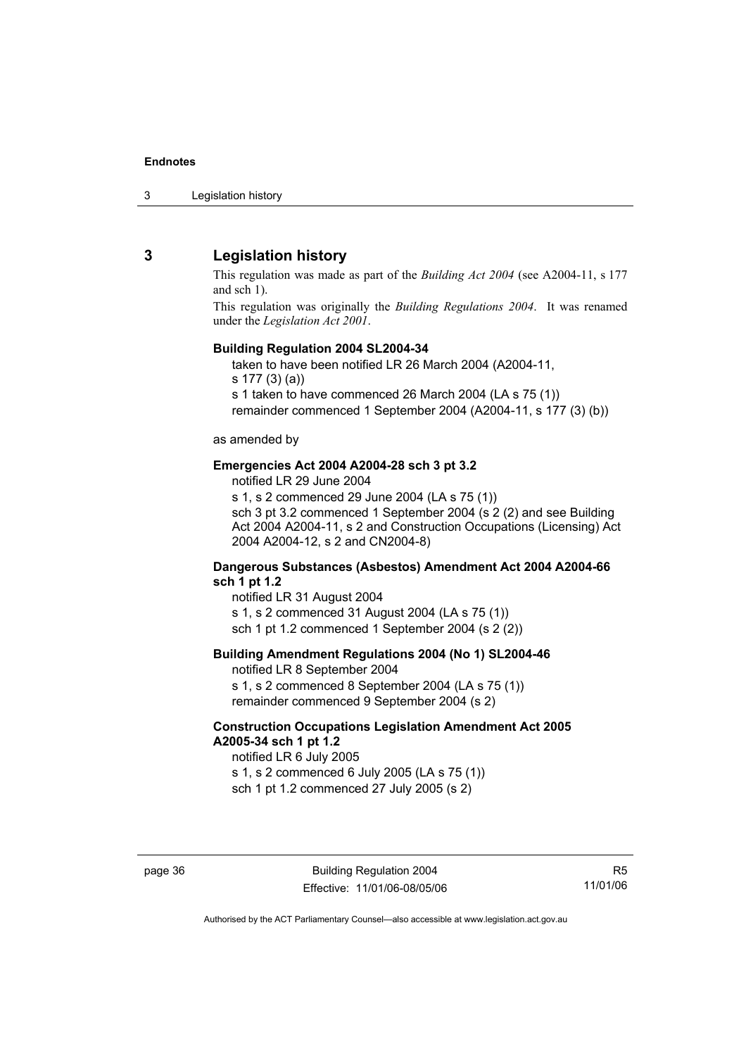## 3 Legislation history

This regulation was made as part of the *Building Act 2004* (see A2004-11, s 177 and sch 1).

This regulation was originally the *Building Regulations 2004*. It was renamed under the *Legislation Act 2001*.

**Building Regulation 2004 SL2004-34**

taken to have been notified LR 26 March 2004 (A2004-11, s 177 (3) (a))
s 1 taken to have commenced 26 March 2004 (LA s 75 (1))
remainder commenced 1 September 2004 (A2004-11, s 177 (3) (b))

as amended by

**Emergencies Act 2004 A2004-28 sch 3 pt 3.2**

notified LR 29 June 2004
s 1, s 2 commenced 29 June 2004 (LA s 75 (1))
sch 3 pt 3.2 commenced 1 September 2004 (s 2 (2) and see Building Act 2004 A2004-11, s 2 and Construction Occupations (Licensing) Act 2004 A2004-12, s 2 and CN2004-8)

**Dangerous Substances (Asbestos) Amendment Act 2004 A2004-66 sch 1 pt 1.2**

notified LR 31 August 2004
s 1, s 2 commenced 31 August 2004 (LA s 75 (1))
sch 1 pt 1.2 commenced 1 September 2004 (s 2 (2))

**Building Amendment Regulations 2004 (No 1) SL2004-46**

notified LR 8 September 2004
s 1, s 2 commenced 8 September 2004 (LA s 75 (1))
remainder commenced 9 September 2004 (s 2)

**Construction Occupations Legislation Amendment Act 2005 A2005-34 sch 1 pt 1.2**

notified LR 6 July 2005
s 1, s 2 commenced 6 July 2005 (LA s 75 (1))
sch 1 pt 1.2 commenced 27 July 2005 (s 2)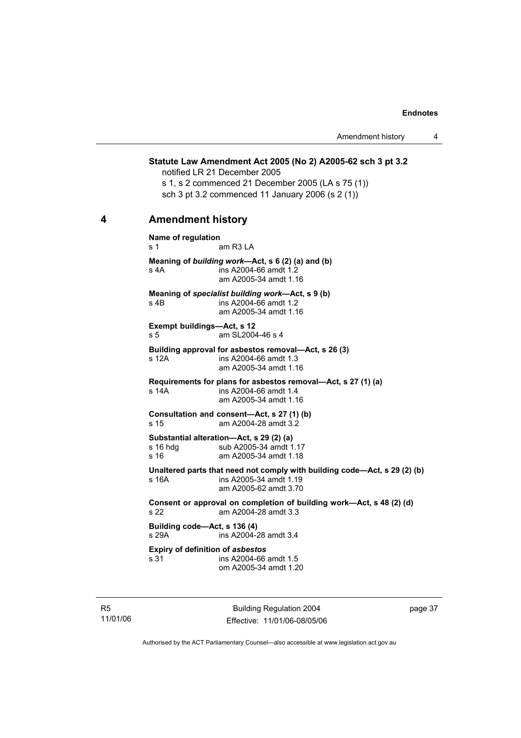**Statute Law Amendment Act 2005 (No 2) A2005-62 sch 3 pt 3.2**
notified LR 21 December 2005
s 1, s 2 commenced 21 December 2005 (LA s 75 (1))
sch 3 pt 3.2 commenced 11 January 2006 (s 2 (1))

## 4 Amendment history

**Name of regulation**
s 1 am R3 LA

**Meaning of *building work*—Act, s 6 (2) (a) and (b)**
s 4A ins A2004-66 amdt 1.2
am A2005-34 amdt 1.16

**Meaning of *specialist building work*—Act, s 9 (b)**
s 4B ins A2004-66 amdt 1.2
am A2005-34 amdt 1.16

**Exempt buildings—Act, s 12**
s 5 am SL2004-46 s 4

**Building approval for asbestos removal—Act, s 26 (3)**
s 12A ins A2004-66 amdt 1.3
am A2005-34 amdt 1.16

**Requirements for plans for asbestos removal—Act, s 27 (1) (a)**
s 14A ins A2004-66 amdt 1.4
am A2005-34 amdt 1.16

**Consultation and consent—Act, s 27 (1) (b)**
s 15 am A2004-28 amdt 3.2

**Substantial alteration—Act, s 29 (2) (a)**
s 16 hdg sub A2005-34 amdt 1.17
s 16 am A2005-34 amdt 1.18

**Unaltered parts that need not comply with building code—Act, s 29 (2) (b)**
s 16A ins A2005-34 amdt 1.19
am A2005-62 amdt 3.70

**Consent or approval on completion of building work—Act, s 48 (2) (d)**
s 22 am A2004-28 amdt 3.3

**Building code—Act, s 136 (4)**
s 29A ins A2004-28 amdt 3.4

**Expiry of definition of *asbestos***
s 31 ins A2004-66 amdt 1.5
om A2005-34 amdt 1.20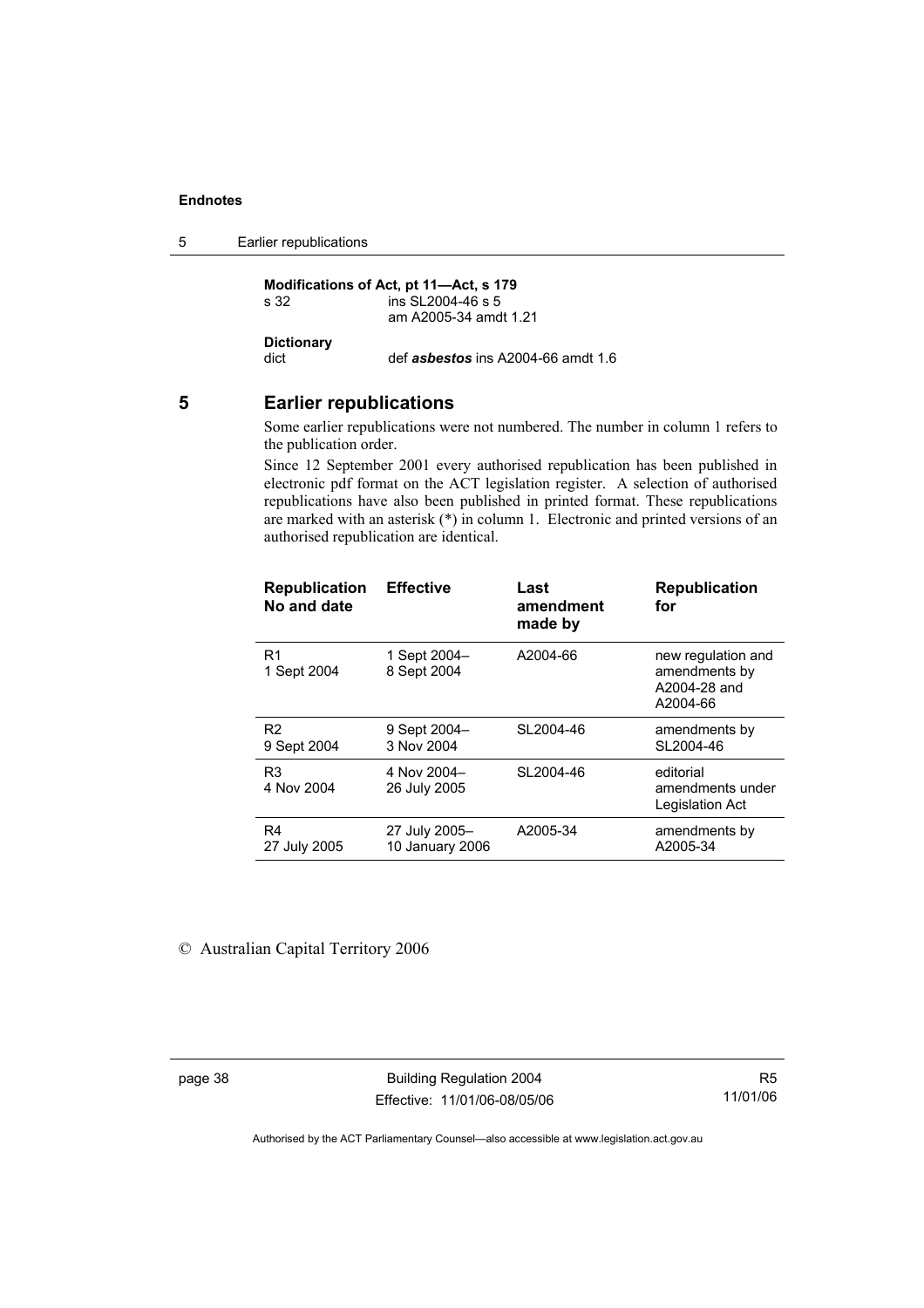**Modifications of Act, pt 11—Act, s 179**

s 32 ins SL2004-46 s 5
am A2005-34 amdt 1.21

**Dictionary**

dict def ***asbestos*** ins A2004-66 amdt 1.6

## 5 Earlier republications

Some earlier republications were not numbered. The number in column 1 refers to the publication order.

Since 12 September 2001 every authorised republication has been published in electronic pdf format on the ACT legislation register. A selection of authorised republications have also been published in printed format. These republications are marked with an asterisk (*) in column 1. Electronic and printed versions of an authorised republication are identical.

| Republication No and date | Effective | Last amendment made by | Republication for |
|---|---|---|---|
| R1 1 Sept 2004 | 1 Sept 2004– 8 Sept 2004 | A2004-66 | new regulation and amendments by A2004-28 and A2004-66 |
| R2 9 Sept 2004 | 9 Sept 2004– 3 Nov 2004 | SL2004-46 | amendments by SL2004-46 |
| R3 4 Nov 2004 | 4 Nov 2004– 26 July 2005 | SL2004-46 | editorial amendments under Legislation Act |
| R4 27 July 2005 | 27 July 2005– 10 January 2006 | A2005-34 | amendments by A2005-34 |

© Australian Capital Territory 2006